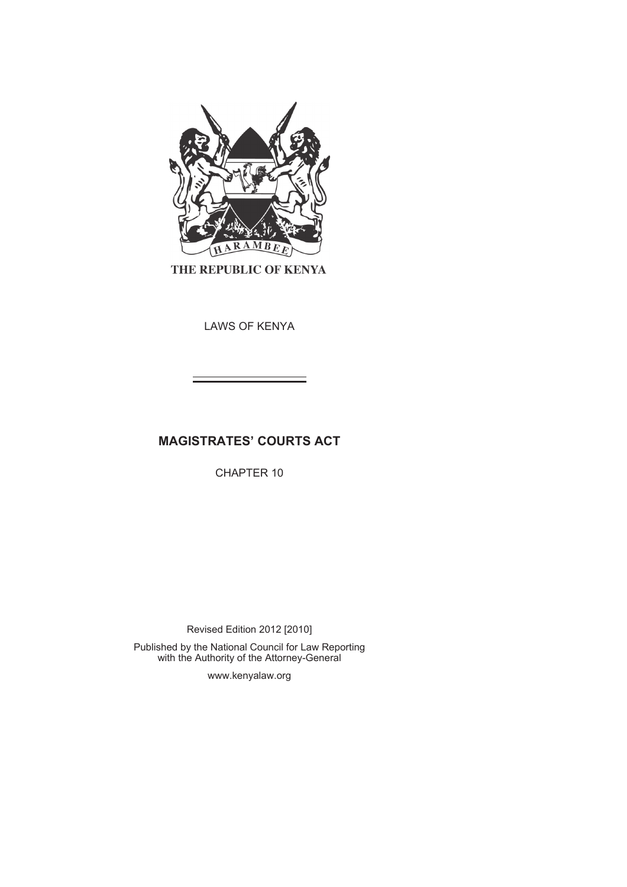HARAMBEE

THE REPUBLIC OF KENYA

LAWS OF KENYA

# MAGISTRATES' COURTS ACT

CHAPTER 10

Revised Edition 2012 [2010]

Published by the National Council for Law Reporting with the Authority of the Attorney-General

www.kenyalaw.org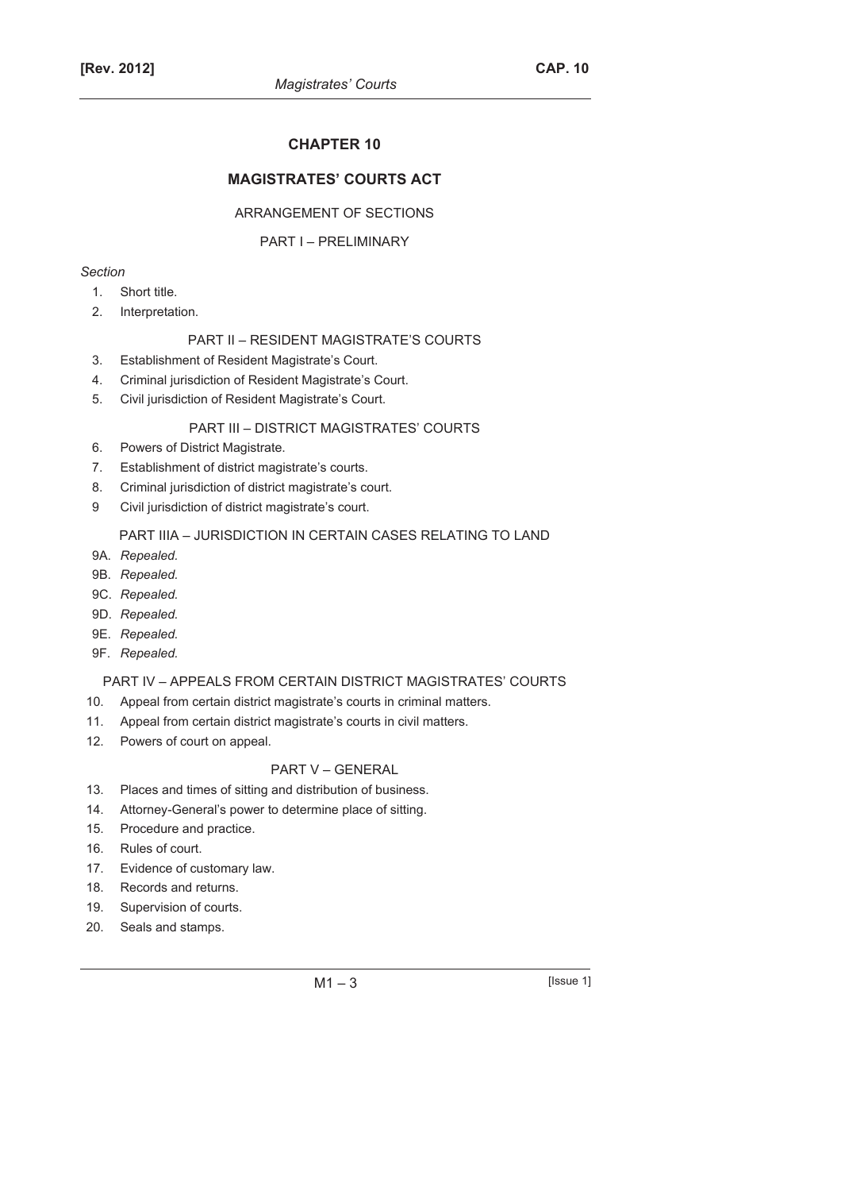# CHAPTER 10

## MAGISTRATES' COURTS ACT

ARRANGEMENT OF SECTIONS

PART I – PRELIMINARY

*Section*

1. Short title.
2. Interpretation.

PART II – RESIDENT MAGISTRATE'S COURTS

3. Establishment of Resident Magistrate's Court.
4. Criminal jurisdiction of Resident Magistrate's Court.
5. Civil jurisdiction of Resident Magistrate's Court.

PART III – DISTRICT MAGISTRATES' COURTS

6. Powers of District Magistrate.
7. Establishment of district magistrate's courts.
8. Criminal jurisdiction of district magistrate's court.
9. Civil jurisdiction of district magistrate's court.

PART IIIA – JURISDICTION IN CERTAIN CASES RELATING TO LAND

9A. *Repealed.*
9B. *Repealed.*
9C. *Repealed.*
9D. *Repealed.*
9E. *Repealed.*
9F. *Repealed.*

PART IV – APPEALS FROM CERTAIN DISTRICT MAGISTRATES' COURTS

10. Appeal from certain district magistrate's courts in criminal matters.
11. Appeal from certain district magistrate's courts in civil matters.
12. Powers of court on appeal.

PART V – GENERAL

13. Places and times of sitting and distribution of business.
14. Attorney-General's power to determine place of sitting.
15. Procedure and practice.
16. Rules of court.
17. Evidence of customary law.
18. Records and returns.
19. Supervision of courts.
20. Seals and stamps.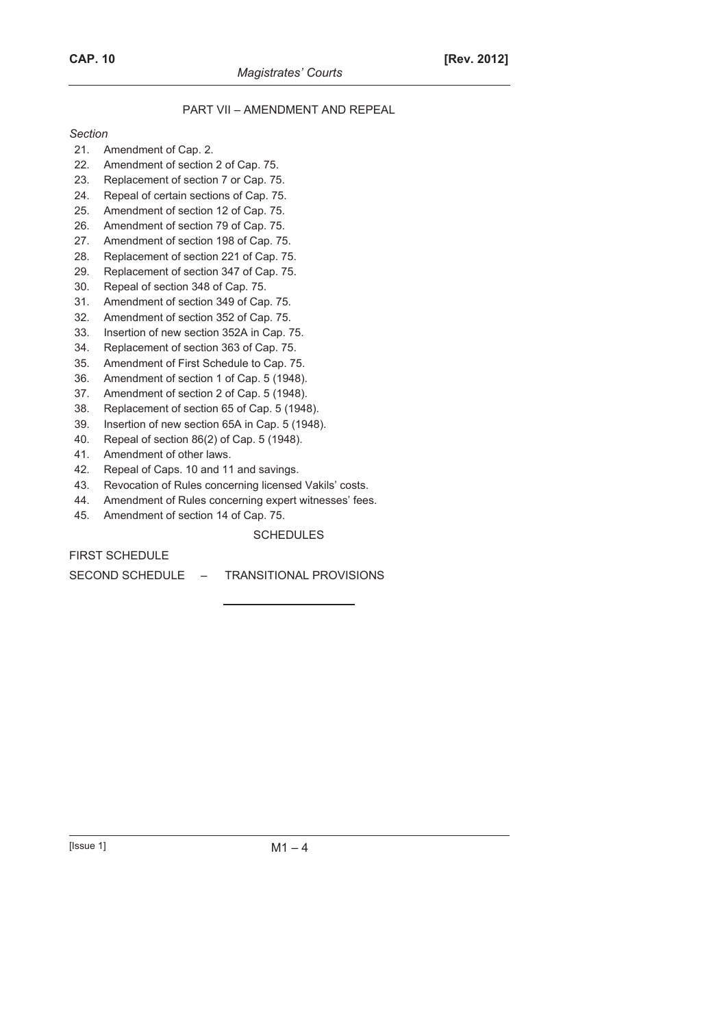## PART VII – AMENDMENT AND REPEAL

*Section*

21. Amendment of Cap. 2.
22. Amendment of section 2 of Cap. 75.
23. Replacement of section 7 or Cap. 75.
24. Repeal of certain sections of Cap. 75.
25. Amendment of section 12 of Cap. 75.
26. Amendment of section 79 of Cap. 75.
27. Amendment of section 198 of Cap. 75.
28. Replacement of section 221 of Cap. 75.
29. Replacement of section 347 of Cap. 75.
30. Repeal of section 348 of Cap. 75.
31. Amendment of section 349 of Cap. 75.
32. Amendment of section 352 of Cap. 75.
33. Insertion of new section 352A in Cap. 75.
34. Replacement of section 363 of Cap. 75.
35. Amendment of First Schedule to Cap. 75.
36. Amendment of section 1 of Cap. 5 (1948).
37. Amendment of section 2 of Cap. 5 (1948).
38. Replacement of section 65 of Cap. 5 (1948).
39. Insertion of new section 65A in Cap. 5 (1948).
40. Repeal of section 86(2) of Cap. 5 (1948).
41. Amendment of other laws.
42. Repeal of Caps. 10 and 11 and savings.
43. Revocation of Rules concerning licensed Vakils' costs.
44. Amendment of Rules concerning expert witnesses' fees.
45. Amendment of section 14 of Cap. 75.

## SCHEDULES

FIRST SCHEDULE

SECOND SCHEDULE – TRANSITIONAL PROVISIONS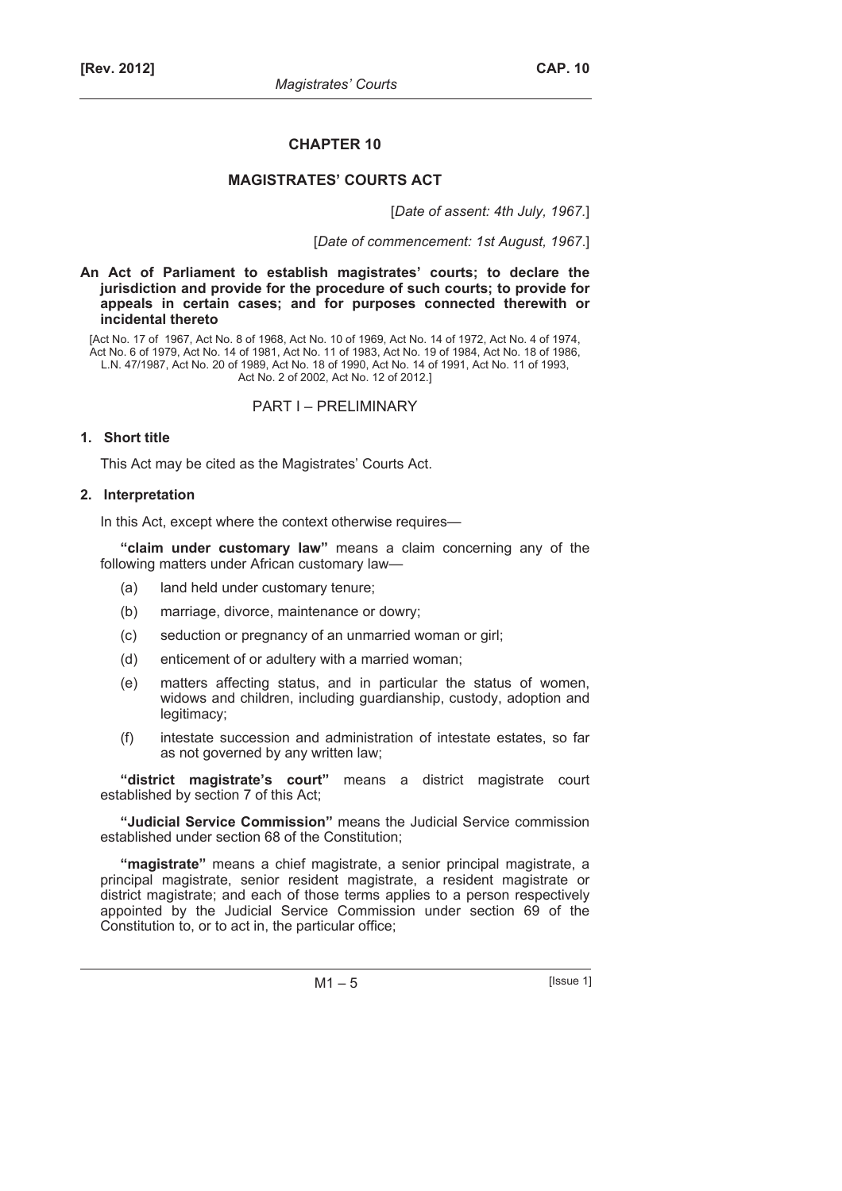# CHAPTER 10

## MAGISTRATES' COURTS ACT

[*Date of assent: 4th July, 1967.*]

[*Date of commencement: 1st August, 1967.*]

**An Act of Parliament to establish magistrates' courts; to declare the jurisdiction and provide for the procedure of such courts; to provide for appeals in certain cases; and for purposes connected therewith or incidental thereto**

[Act No. 17 of 1967, Act No. 8 of 1968, Act No. 10 of 1969, Act No. 14 of 1972, Act No. 4 of 1974, Act No. 6 of 1979, Act No. 14 of 1981, Act No. 11 of 1983, Act No. 19 of 1984, Act No. 18 of 1986, L.N. 47/1987, Act No. 20 of 1989, Act No. 18 of 1990, Act No. 14 of 1991, Act No. 11 of 1993, Act No. 2 of 2002, Act No. 12 of 2012.]

PART I – PRELIMINARY

**1. Short title**

This Act may be cited as the Magistrates' Courts Act.

**2. Interpretation**

In this Act, except where the context otherwise requires—

**"claim under customary law"** means a claim concerning any of the following matters under African customary law—

(a) land held under customary tenure;

(b) marriage, divorce, maintenance or dowry;

(c) seduction or pregnancy of an unmarried woman or girl;

(d) enticement of or adultery with a married woman;

(e) matters affecting status, and in particular the status of women, widows and children, including guardianship, custody, adoption and legitimacy;

(f) intestate succession and administration of intestate estates, so far as not governed by any written law;

**"district magistrate's court"** means a district magistrate court established by section 7 of this Act;

**"Judicial Service Commission"** means the Judicial Service commission established under section 68 of the Constitution;

**"magistrate"** means a chief magistrate, a senior principal magistrate, a principal magistrate, senior resident magistrate, a resident magistrate or district magistrate; and each of those terms applies to a person respectively appointed by the Judicial Service Commission under section 69 of the Constitution to, or to act in, the particular office;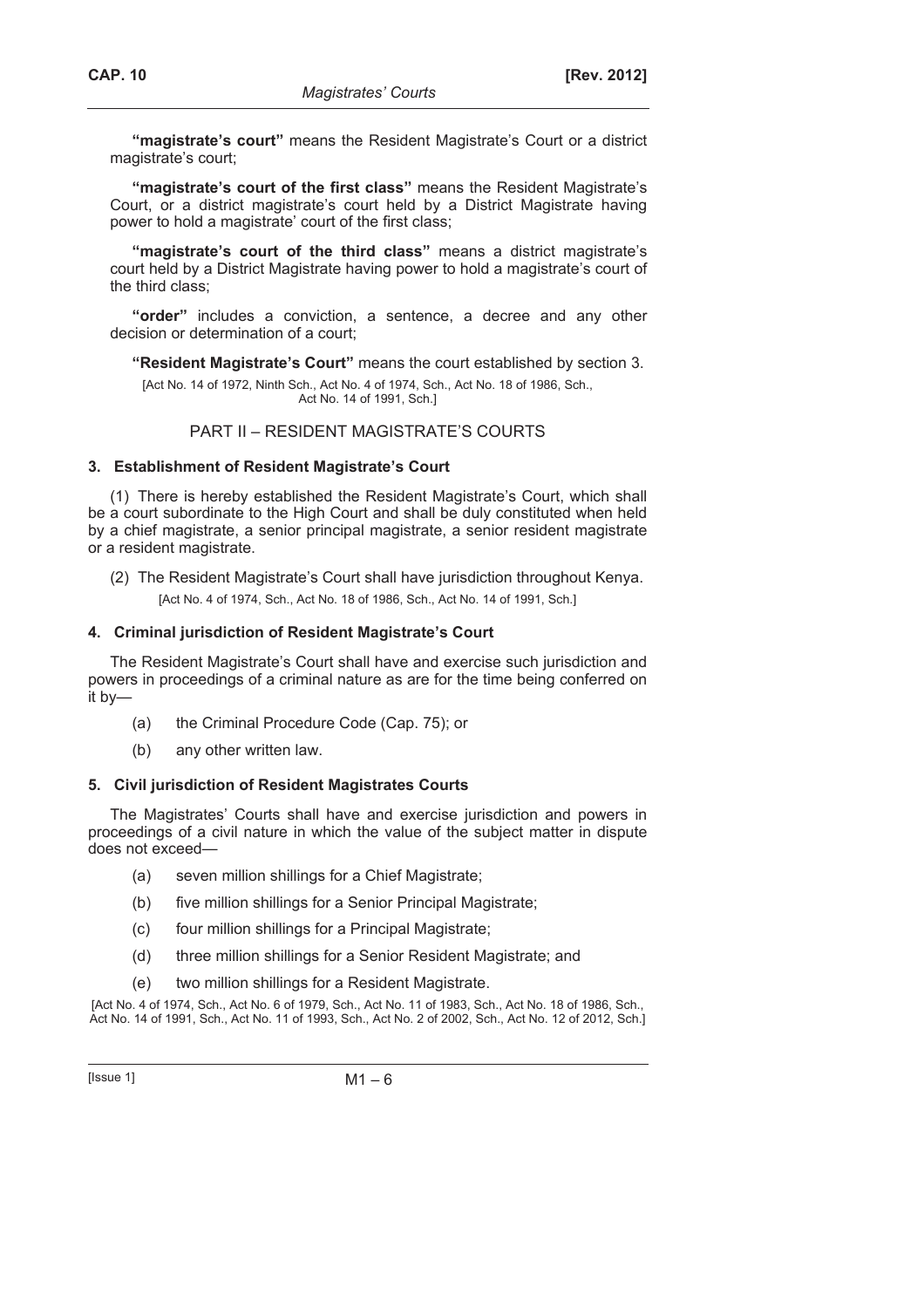**"magistrate's court"** means the Resident Magistrate's Court or a district magistrate's court;

**"magistrate's court of the first class"** means the Resident Magistrate's Court, or a district magistrate's court held by a District Magistrate having power to hold a magistrate' court of the first class;

**"magistrate's court of the third class"** means a district magistrate's court held by a District Magistrate having power to hold a magistrate's court of the third class;

**"order"** includes a conviction, a sentence, a decree and any other decision or determination of a court;

**"Resident Magistrate's Court"** means the court established by section 3.

[Act No. 14 of 1972, Ninth Sch., Act No. 4 of 1974, Sch., Act No. 18 of 1986, Sch., Act No. 14 of 1991, Sch.]

## PART II – RESIDENT MAGISTRATE'S COURTS

### 3. Establishment of Resident Magistrate's Court

(1) There is hereby established the Resident Magistrate's Court, which shall be a court subordinate to the High Court and shall be duly constituted when held by a chief magistrate, a senior principal magistrate, a senior resident magistrate or a resident magistrate.

(2) The Resident Magistrate's Court shall have jurisdiction throughout Kenya.

[Act No. 4 of 1974, Sch., Act No. 18 of 1986, Sch., Act No. 14 of 1991, Sch.]

### 4. Criminal jurisdiction of Resident Magistrate's Court

The Resident Magistrate's Court shall have and exercise such jurisdiction and powers in proceedings of a criminal nature as are for the time being conferred on it by—

(a) the Criminal Procedure Code (Cap. 75); or

(b) any other written law.

### 5. Civil jurisdiction of Resident Magistrates Courts

The Magistrates' Courts shall have and exercise jurisdiction and powers in proceedings of a civil nature in which the value of the subject matter in dispute does not exceed—

(a) seven million shillings for a Chief Magistrate;

(b) five million shillings for a Senior Principal Magistrate;

(c) four million shillings for a Principal Magistrate;

(d) three million shillings for a Senior Resident Magistrate; and

(e) two million shillings for a Resident Magistrate.

[Act No. 4 of 1974, Sch., Act No. 6 of 1979, Sch., Act No. 11 of 1983, Sch., Act No. 18 of 1986, Sch., Act No. 14 of 1991, Sch., Act No. 11 of 1993, Sch., Act No. 2 of 2002, Sch., Act No. 12 of 2012, Sch.]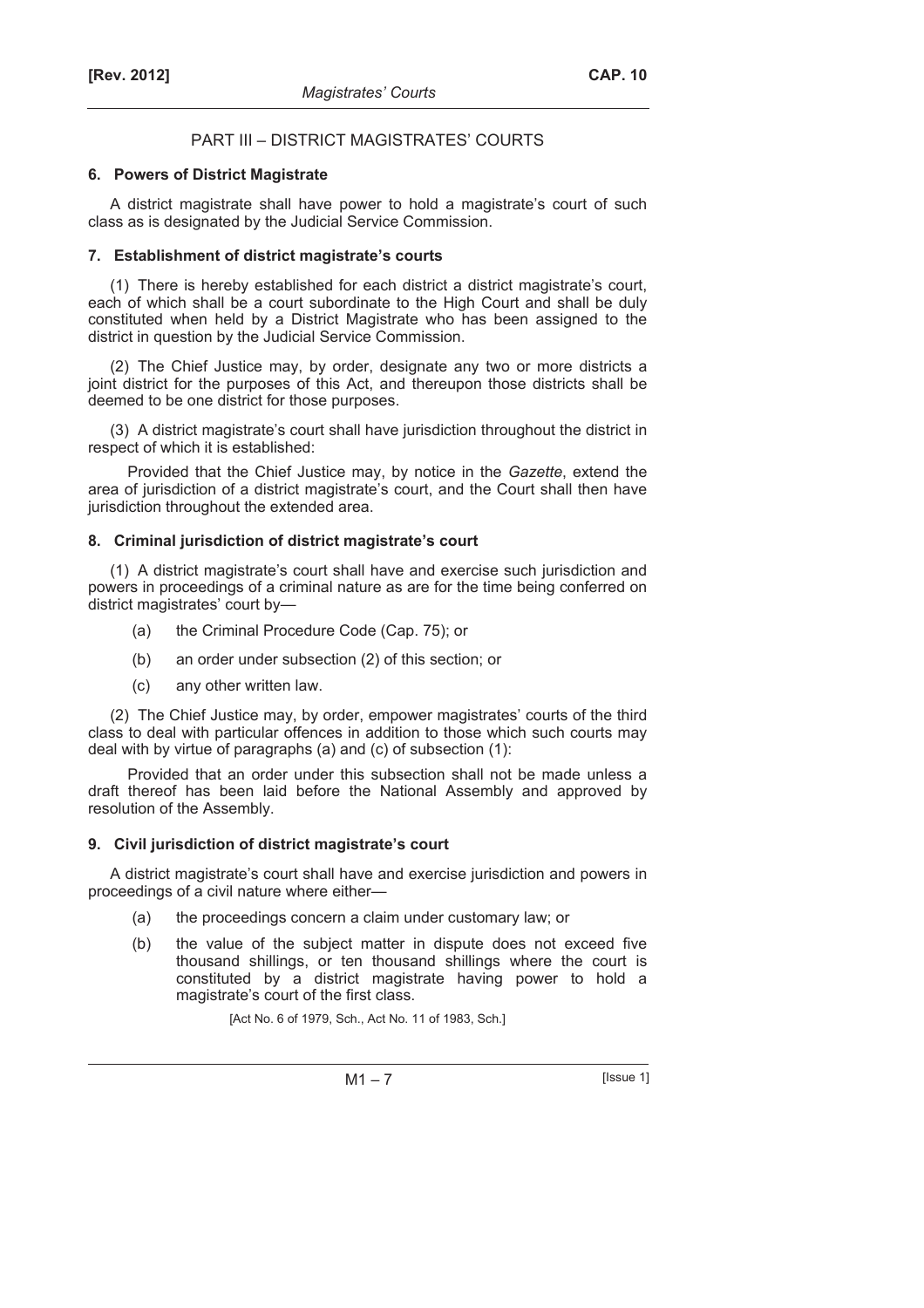## PART III – DISTRICT MAGISTRATES' COURTS

### 6. Powers of District Magistrate

A district magistrate shall have power to hold a magistrate's court of such class as is designated by the Judicial Service Commission.

### 7. Establishment of district magistrate's courts

(1) There is hereby established for each district a district magistrate's court, each of which shall be a court subordinate to the High Court and shall be duly constituted when held by a District Magistrate who has been assigned to the district in question by the Judicial Service Commission.

(2) The Chief Justice may, by order, designate any two or more districts a joint district for the purposes of this Act, and thereupon those districts shall be deemed to be one district for those purposes.

(3) A district magistrate's court shall have jurisdiction throughout the district in respect of which it is established:

Provided that the Chief Justice may, by notice in the *Gazette*, extend the area of jurisdiction of a district magistrate's court, and the Court shall then have jurisdiction throughout the extended area.

### 8. Criminal jurisdiction of district magistrate's court

(1) A district magistrate's court shall have and exercise such jurisdiction and powers in proceedings of a criminal nature as are for the time being conferred on district magistrates' court by—

(a) the Criminal Procedure Code (Cap. 75); or

(b) an order under subsection (2) of this section; or

(c) any other written law.

(2) The Chief Justice may, by order, empower magistrates' courts of the third class to deal with particular offences in addition to those which such courts may deal with by virtue of paragraphs (a) and (c) of subsection (1):

Provided that an order under this subsection shall not be made unless a draft thereof has been laid before the National Assembly and approved by resolution of the Assembly.

### 9. Civil jurisdiction of district magistrate's court

A district magistrate's court shall have and exercise jurisdiction and powers in proceedings of a civil nature where either—

(a) the proceedings concern a claim under customary law; or

(b) the value of the subject matter in dispute does not exceed five thousand shillings, or ten thousand shillings where the court is constituted by a district magistrate having power to hold a magistrate's court of the first class.

[Act No. 6 of 1979, Sch., Act No. 11 of 1983, Sch.]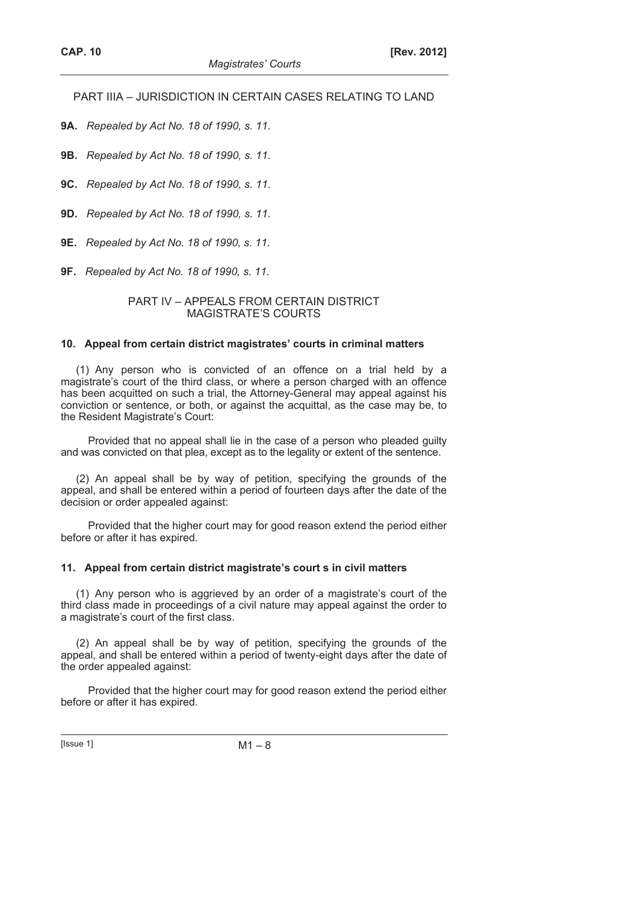## PART IIIA – JURISDICTION IN CERTAIN CASES RELATING TO LAND

**9A.** *Repealed by Act No. 18 of 1990, s. 11.*

**9B.** *Repealed by Act No. 18 of 1990, s. 11.*

**9C.** *Repealed by Act No. 18 of 1990, s. 11.*

**9D.** *Repealed by Act No. 18 of 1990, s. 11.*

**9E.** *Repealed by Act No. 18 of 1990, s. 11.*

**9F.** *Repealed by Act No. 18 of 1990, s. 11.*

## PART IV – APPEALS FROM CERTAIN DISTRICT MAGISTRATE'S COURTS

### 10. Appeal from certain district magistrates' courts in criminal matters

(1) Any person who is convicted of an offence on a trial held by a magistrate's court of the third class, or where a person charged with an offence has been acquitted on such a trial, the Attorney-General may appeal against his conviction or sentence, or both, or against the acquittal, as the case may be, to the Resident Magistrate's Court:

Provided that no appeal shall lie in the case of a person who pleaded guilty and was convicted on that plea, except as to the legality or extent of the sentence.

(2) An appeal shall be by way of petition, specifying the grounds of the appeal, and shall be entered within a period of fourteen days after the date of the decision or order appealed against:

Provided that the higher court may for good reason extend the period either before or after it has expired.

### 11. Appeal from certain district magistrate's court s in civil matters

(1) Any person who is aggrieved by an order of a magistrate's court of the third class made in proceedings of a civil nature may appeal against the order to a magistrate's court of the first class.

(2) An appeal shall be by way of petition, specifying the grounds of the appeal, and shall be entered within a period of twenty-eight days after the date of the order appealed against:

Provided that the higher court may for good reason extend the period either before or after it has expired.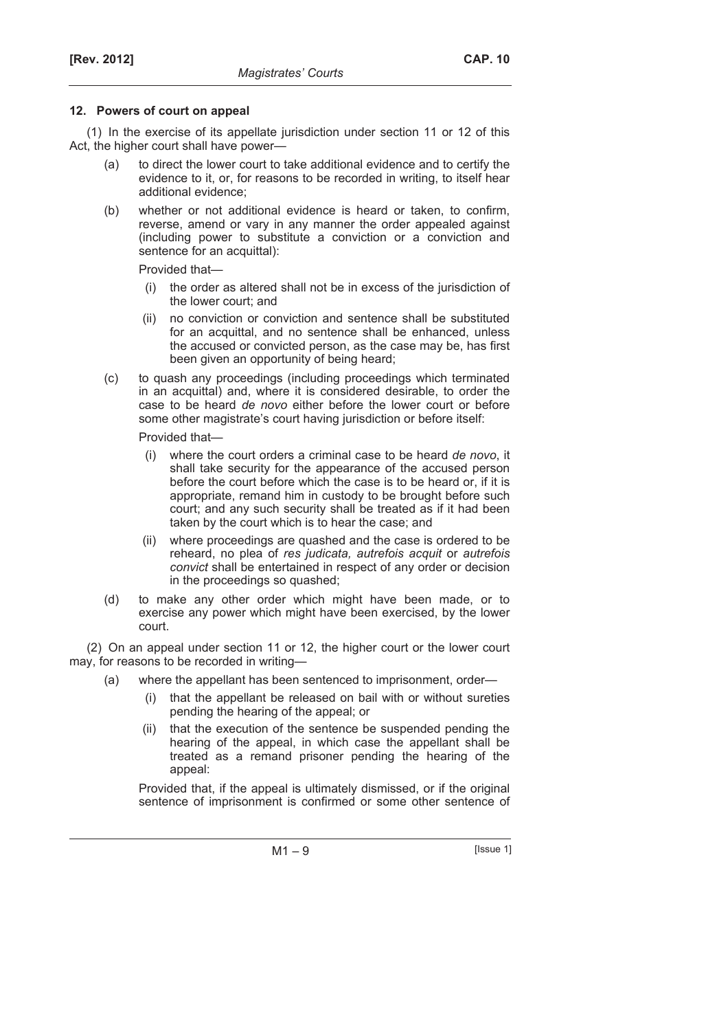## 12. Powers of court on appeal

(1) In the exercise of its appellate jurisdiction under section 11 or 12 of this Act, the higher court shall have power—

(a) to direct the lower court to take additional evidence and to certify the evidence to it, or, for reasons to be recorded in writing, to itself hear additional evidence;

(b) whether or not additional evidence is heard or taken, to confirm, reverse, amend or vary in any manner the order appealed against (including power to substitute a conviction or a conviction and sentence for an acquittal):

Provided that—

(i) the order as altered shall not be in excess of the jurisdiction of the lower court; and

(ii) no conviction or conviction and sentence shall be substituted for an acquittal, and no sentence shall be enhanced, unless the accused or convicted person, as the case may be, has first been given an opportunity of being heard;

(c) to quash any proceedings (including proceedings which terminated in an acquittal) and, where it is considered desirable, to order the case to be heard *de novo* either before the lower court or before some other magistrate's court having jurisdiction or before itself:

Provided that—

(i) where the court orders a criminal case to be heard *de novo*, it shall take security for the appearance of the accused person before the court before which the case is to be heard or, if it is appropriate, remand him in custody to be brought before such court; and any such security shall be treated as if it had been taken by the court which is to hear the case; and

(ii) where proceedings are quashed and the case is ordered to be reheard, no plea of *res judicata, autrefois acquit* or *autrefois convict* shall be entertained in respect of any order or decision in the proceedings so quashed;

(d) to make any other order which might have been made, or to exercise any power which might have been exercised, by the lower court.

(2) On an appeal under section 11 or 12, the higher court or the lower court may, for reasons to be recorded in writing—

(a) where the appellant has been sentenced to imprisonment, order—

(i) that the appellant be released on bail with or without sureties pending the hearing of the appeal; or

(ii) that the execution of the sentence be suspended pending the hearing of the appeal, in which case the appellant shall be treated as a remand prisoner pending the hearing of the appeal:

Provided that, if the appeal is ultimately dismissed, or if the original sentence of imprisonment is confirmed or some other sentence of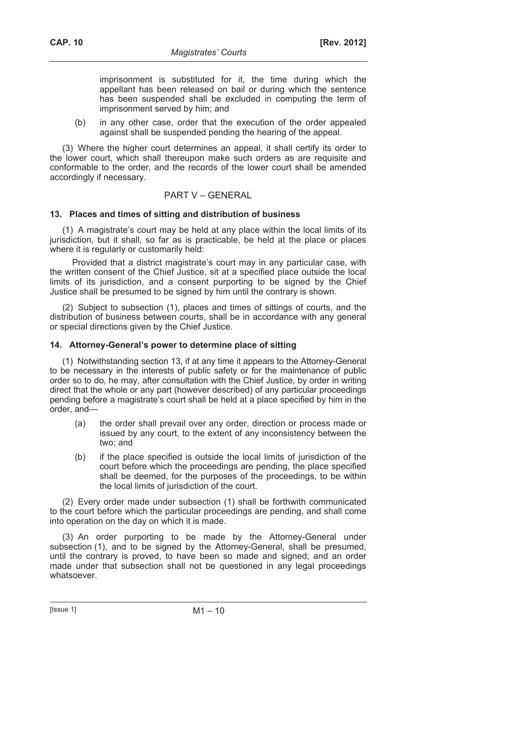imprisonment is substituted for it, the time during which the appellant has been released on bail or during which the sentence has been suspended shall be excluded in computing the term of imprisonment served by him; and

(b) in any other case, order that the execution of the order appealed against shall be suspended pending the hearing of the appeal.

(3) Where the higher court determines an appeal, it shall certify its order to the lower court, which shall thereupon make such orders as are requisite and conformable to the order, and the records of the lower court shall be amended accordingly if necessary.

## PART V – GENERAL

### 13. Places and times of sitting and distribution of business

(1) A magistrate's court may be held at any place within the local limits of its jurisdiction, but it shall, so far as is practicable, be held at the place or places where it is regularly or customarily held:

Provided that a district magistrate's court may in any particular case, with the written consent of the Chief Justice, sit at a specified place outside the local limits of its jurisdiction, and a consent purporting to be signed by the Chief Justice shall be presumed to be signed by him until the contrary is shown.

(2) Subject to subsection (1), places and times of sittings of courts, and the distribution of business between courts, shall be in accordance with any general or special directions given by the Chief Justice.

### 14. Attorney-General's power to determine place of sitting

(1) Notwithstanding section 13, if at any time it appears to the Attorney-General to be necessary in the interests of public safety or for the maintenance of public order so to do, he may, after consultation with the Chief Justice, by order in writing direct that the whole or any part (however described) of any particular proceedings pending before a magistrate's court shall be held at a place specified by him in the order, and—

(a) the order shall prevail over any order, direction or process made or issued by any court, to the extent of any inconsistency between the two; and

(b) if the place specified is outside the local limits of jurisdiction of the court before which the proceedings are pending, the place specified shall be deemed, for the purposes of the proceedings, to be within the local limits of jurisdiction of the court.

(2) Every order made under subsection (1) shall be forthwith communicated to the court before which the particular proceedings are pending, and shall come into operation on the day on which it is made.

(3) An order purporting to be made by the Attorney-General under subsection (1), and to be signed by the Attorney-General, shall be presumed, until the contrary is proved, to have been so made and signed; and an order made under that subsection shall not be questioned in any legal proceedings whatsoever.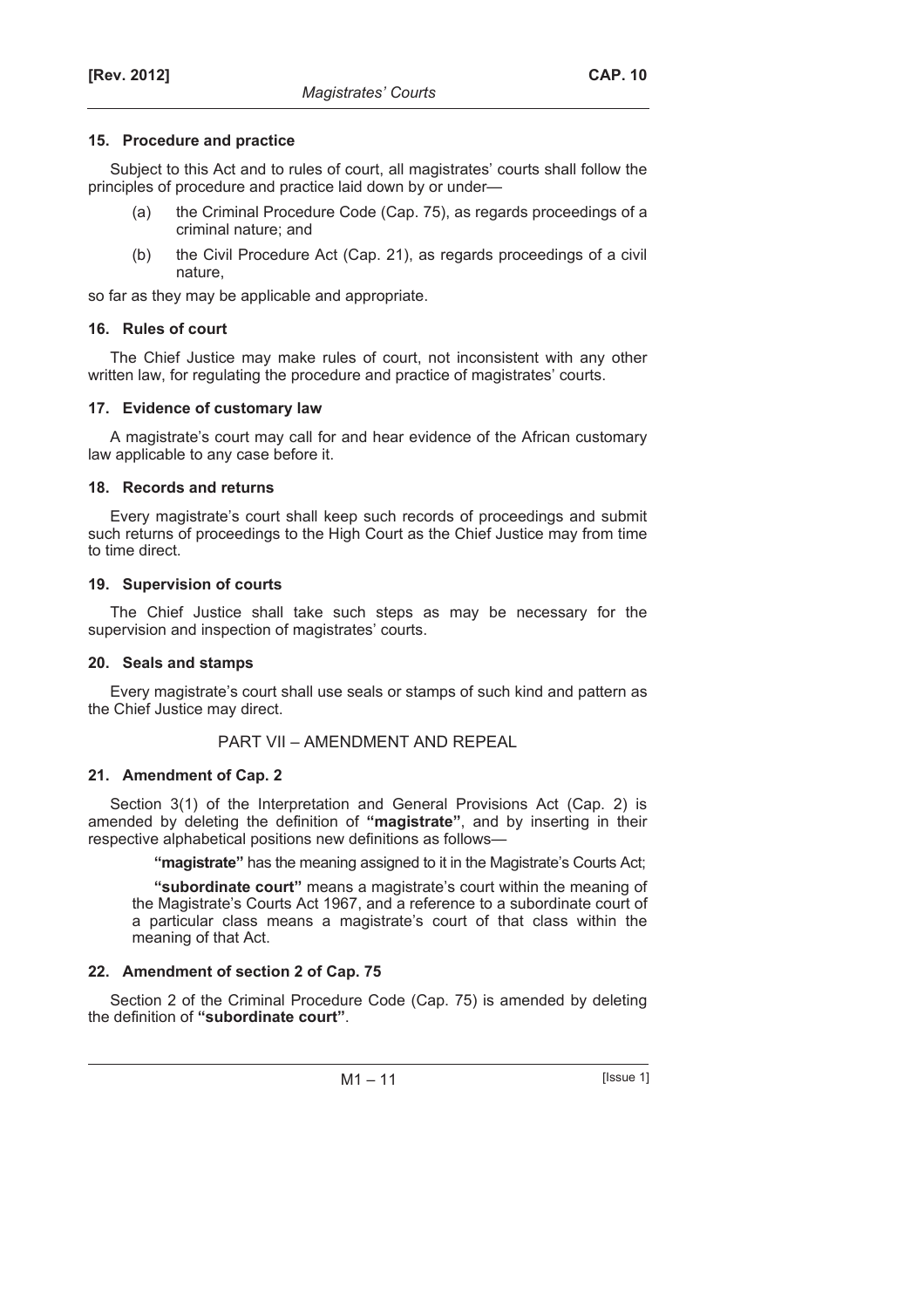### 15. Procedure and practice

Subject to this Act and to rules of court, all magistrates' courts shall follow the principles of procedure and practice laid down by or under—

(a) the Criminal Procedure Code (Cap. 75), as regards proceedings of a criminal nature; and

(b) the Civil Procedure Act (Cap. 21), as regards proceedings of a civil nature,

so far as they may be applicable and appropriate.

### 16. Rules of court

The Chief Justice may make rules of court, not inconsistent with any other written law, for regulating the procedure and practice of magistrates' courts.

### 17. Evidence of customary law

A magistrate's court may call for and hear evidence of the African customary law applicable to any case before it.

### 18. Records and returns

Every magistrate's court shall keep such records of proceedings and submit such returns of proceedings to the High Court as the Chief Justice may from time to time direct.

### 19. Supervision of courts

The Chief Justice shall take such steps as may be necessary for the supervision and inspection of magistrates' courts.

### 20. Seals and stamps

Every magistrate's court shall use seals or stamps of such kind and pattern as the Chief Justice may direct.

## PART VII – AMENDMENT AND REPEAL

### 21. Amendment of Cap. 2

Section 3(1) of the Interpretation and General Provisions Act (Cap. 2) is amended by deleting the definition of **"magistrate"**, and by inserting in their respective alphabetical positions new definitions as follows—

> **"magistrate"** has the meaning assigned to it in the Magistrate's Courts Act;
>
> **"subordinate court"** means a magistrate's court within the meaning of the Magistrate's Courts Act 1967, and a reference to a subordinate court of a particular class means a magistrate's court of that class within the meaning of that Act.

### 22. Amendment of section 2 of Cap. 75

Section 2 of the Criminal Procedure Code (Cap. 75) is amended by deleting the definition of **"subordinate court"**.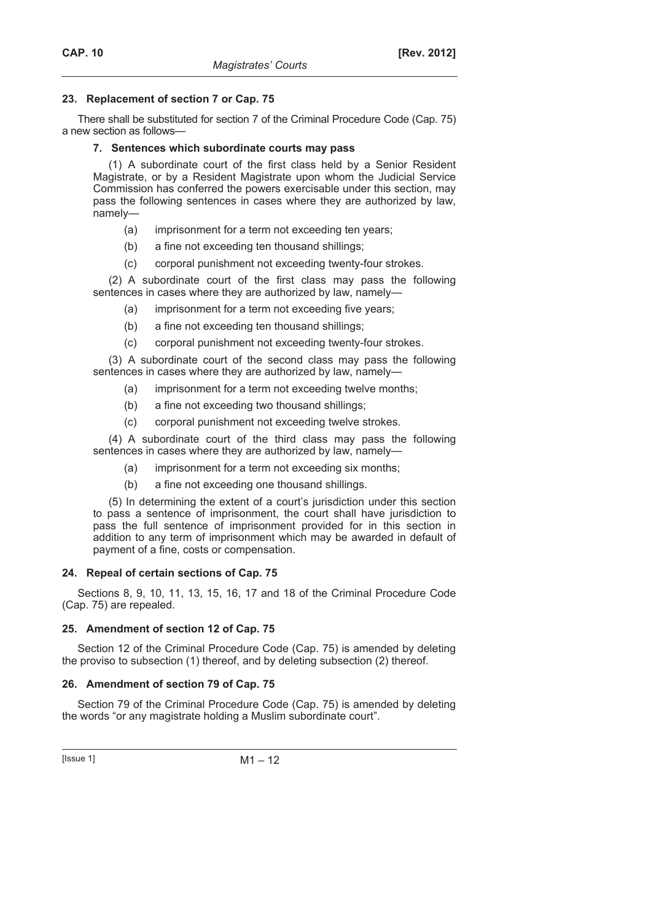## 23. Replacement of section 7 or Cap. 75

There shall be substituted for section 7 of the Criminal Procedure Code (Cap. 75) a new section as follows—

### 7. Sentences which subordinate courts may pass

(1) A subordinate court of the first class held by a Senior Resident Magistrate, or by a Resident Magistrate upon whom the Judicial Service Commission has conferred the powers exercisable under this section, may pass the following sentences in cases where they are authorized by law, namely—

- (a) imprisonment for a term not exceeding ten years;
- (b) a fine not exceeding ten thousand shillings;
- (c) corporal punishment not exceeding twenty-four strokes.

(2) A subordinate court of the first class may pass the following sentences in cases where they are authorized by law, namely—

- (a) imprisonment for a term not exceeding five years;
- (b) a fine not exceeding ten thousand shillings;
- (c) corporal punishment not exceeding twenty-four strokes.

(3) A subordinate court of the second class may pass the following sentences in cases where they are authorized by law, namely—

- (a) imprisonment for a term not exceeding twelve months;
- (b) a fine not exceeding two thousand shillings;
- (c) corporal punishment not exceeding twelve strokes.

(4) A subordinate court of the third class may pass the following sentences in cases where they are authorized by law, namely—

- (a) imprisonment for a term not exceeding six months;
- (b) a fine not exceeding one thousand shillings.

(5) In determining the extent of a court's jurisdiction under this section to pass a sentence of imprisonment, the court shall have jurisdiction to pass the full sentence of imprisonment provided for in this section in addition to any term of imprisonment which may be awarded in default of payment of a fine, costs or compensation.

## 24. Repeal of certain sections of Cap. 75

Sections 8, 9, 10, 11, 13, 15, 16, 17 and 18 of the Criminal Procedure Code (Cap. 75) are repealed.

## 25. Amendment of section 12 of Cap. 75

Section 12 of the Criminal Procedure Code (Cap. 75) is amended by deleting the proviso to subsection (1) thereof, and by deleting subsection (2) thereof.

## 26. Amendment of section 79 of Cap. 75

Section 79 of the Criminal Procedure Code (Cap. 75) is amended by deleting the words "or any magistrate holding a Muslim subordinate court".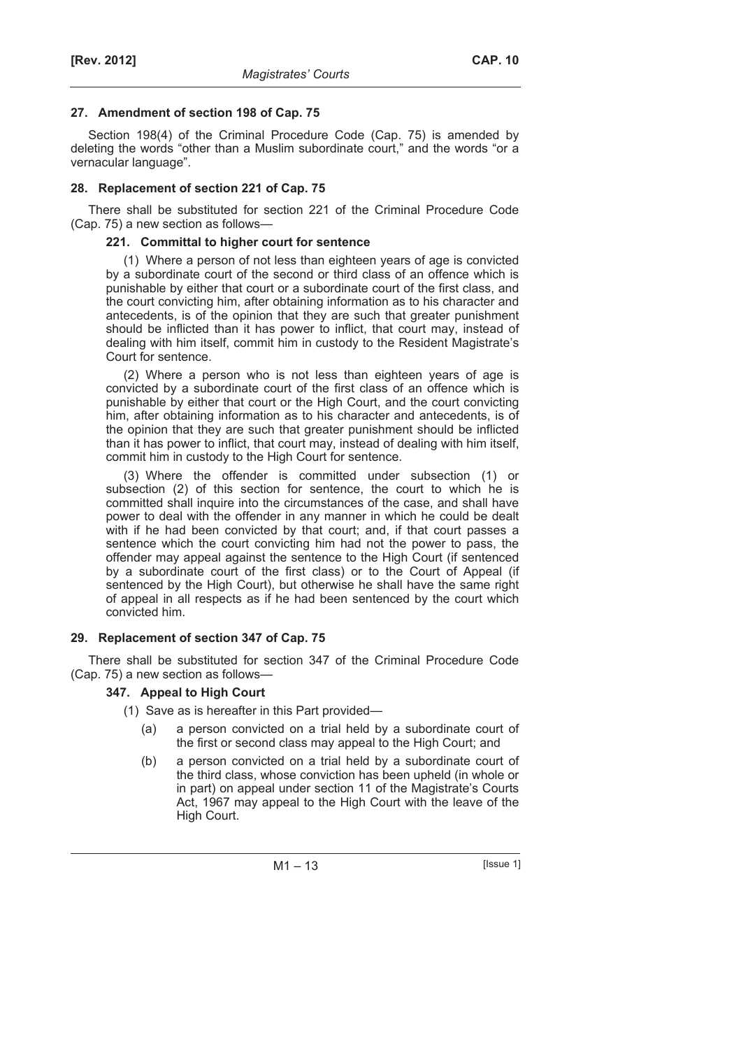### 27. Amendment of section 198 of Cap. 75

Section 198(4) of the Criminal Procedure Code (Cap. 75) is amended by deleting the words "other than a Muslim subordinate court," and the words "or a vernacular language".

### 28. Replacement of section 221 of Cap. 75

There shall be substituted for section 221 of the Criminal Procedure Code (Cap. 75) a new section as follows—

#### 221. Committal to higher court for sentence

(1) Where a person of not less than eighteen years of age is convicted by a subordinate court of the second or third class of an offence which is punishable by either that court or a subordinate court of the first class, and the court convicting him, after obtaining information as to his character and antecedents, is of the opinion that they are such that greater punishment should be inflicted than it has power to inflict, that court may, instead of dealing with him itself, commit him in custody to the Resident Magistrate's Court for sentence.

(2) Where a person who is not less than eighteen years of age is convicted by a subordinate court of the first class of an offence which is punishable by either that court or the High Court, and the court convicting him, after obtaining information as to his character and antecedents, is of the opinion that they are such that greater punishment should be inflicted than it has power to inflict, that court may, instead of dealing with him itself, commit him in custody to the High Court for sentence.

(3) Where the offender is committed under subsection (1) or subsection (2) of this section for sentence, the court to which he is committed shall inquire into the circumstances of the case, and shall have power to deal with the offender in any manner in which he could be dealt with if he had been convicted by that court; and, if that court passes a sentence which the court convicting him had not the power to pass, the offender may appeal against the sentence to the High Court (if sentenced by a subordinate court of the first class) or to the Court of Appeal (if sentenced by the High Court), but otherwise he shall have the same right of appeal in all respects as if he had been sentenced by the court which convicted him.

### 29. Replacement of section 347 of Cap. 75

There shall be substituted for section 347 of the Criminal Procedure Code (Cap. 75) a new section as follows—

#### 347. Appeal to High Court

(1) Save as is hereafter in this Part provided—

(a) a person convicted on a trial held by a subordinate court of the first or second class may appeal to the High Court; and

(b) a person convicted on a trial held by a subordinate court of the third class, whose conviction has been upheld (in whole or in part) on appeal under section 11 of the Magistrate's Courts Act, 1967 may appeal to the High Court with the leave of the High Court.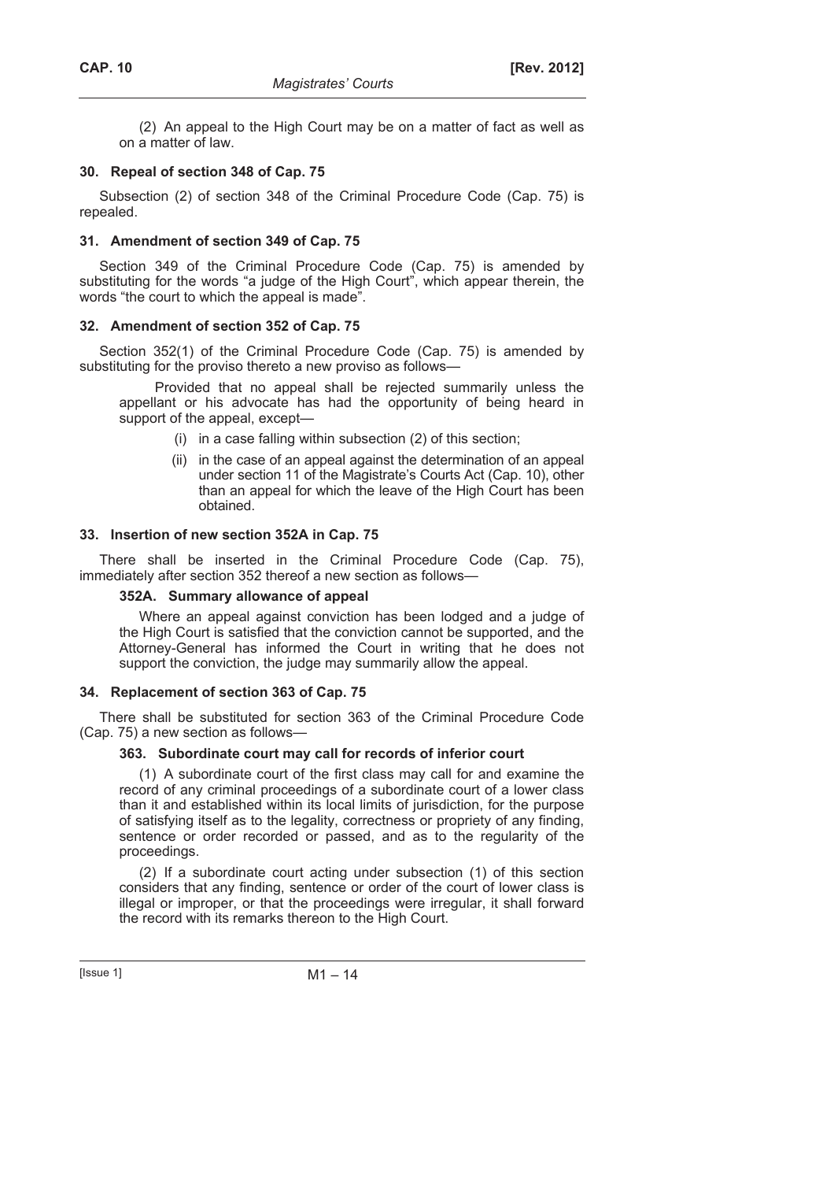(2) An appeal to the High Court may be on a matter of fact as well as on a matter of law.

### 30. Repeal of section 348 of Cap. 75

Subsection (2) of section 348 of the Criminal Procedure Code (Cap. 75) is repealed.

### 31. Amendment of section 349 of Cap. 75

Section 349 of the Criminal Procedure Code (Cap. 75) is amended by substituting for the words "a judge of the High Court", which appear therein, the words "the court to which the appeal is made".

### 32. Amendment of section 352 of Cap. 75

Section 352(1) of the Criminal Procedure Code (Cap. 75) is amended by substituting for the proviso thereto a new proviso as follows—

Provided that no appeal shall be rejected summarily unless the appellant or his advocate has had the opportunity of being heard in support of the appeal, except—

(i) in a case falling within subsection (2) of this section;

(ii) in the case of an appeal against the determination of an appeal under section 11 of the Magistrate's Courts Act (Cap. 10), other than an appeal for which the leave of the High Court has been obtained.

### 33. Insertion of new section 352A in Cap. 75

There shall be inserted in the Criminal Procedure Code (Cap. 75), immediately after section 352 thereof a new section as follows—

**352A. Summary allowance of appeal**

Where an appeal against conviction has been lodged and a judge of the High Court is satisfied that the conviction cannot be supported, and the Attorney-General has informed the Court in writing that he does not support the conviction, the judge may summarily allow the appeal.

### 34. Replacement of section 363 of Cap. 75

There shall be substituted for section 363 of the Criminal Procedure Code (Cap. 75) a new section as follows—

**363. Subordinate court may call for records of inferior court**

(1) A subordinate court of the first class may call for and examine the record of any criminal proceedings of a subordinate court of a lower class than it and established within its local limits of jurisdiction, for the purpose of satisfying itself as to the legality, correctness or propriety of any finding, sentence or order recorded or passed, and as to the regularity of the proceedings.

(2) If a subordinate court acting under subsection (1) of this section considers that any finding, sentence or order of the court of lower class is illegal or improper, or that the proceedings were irregular, it shall forward the record with its remarks thereon to the High Court.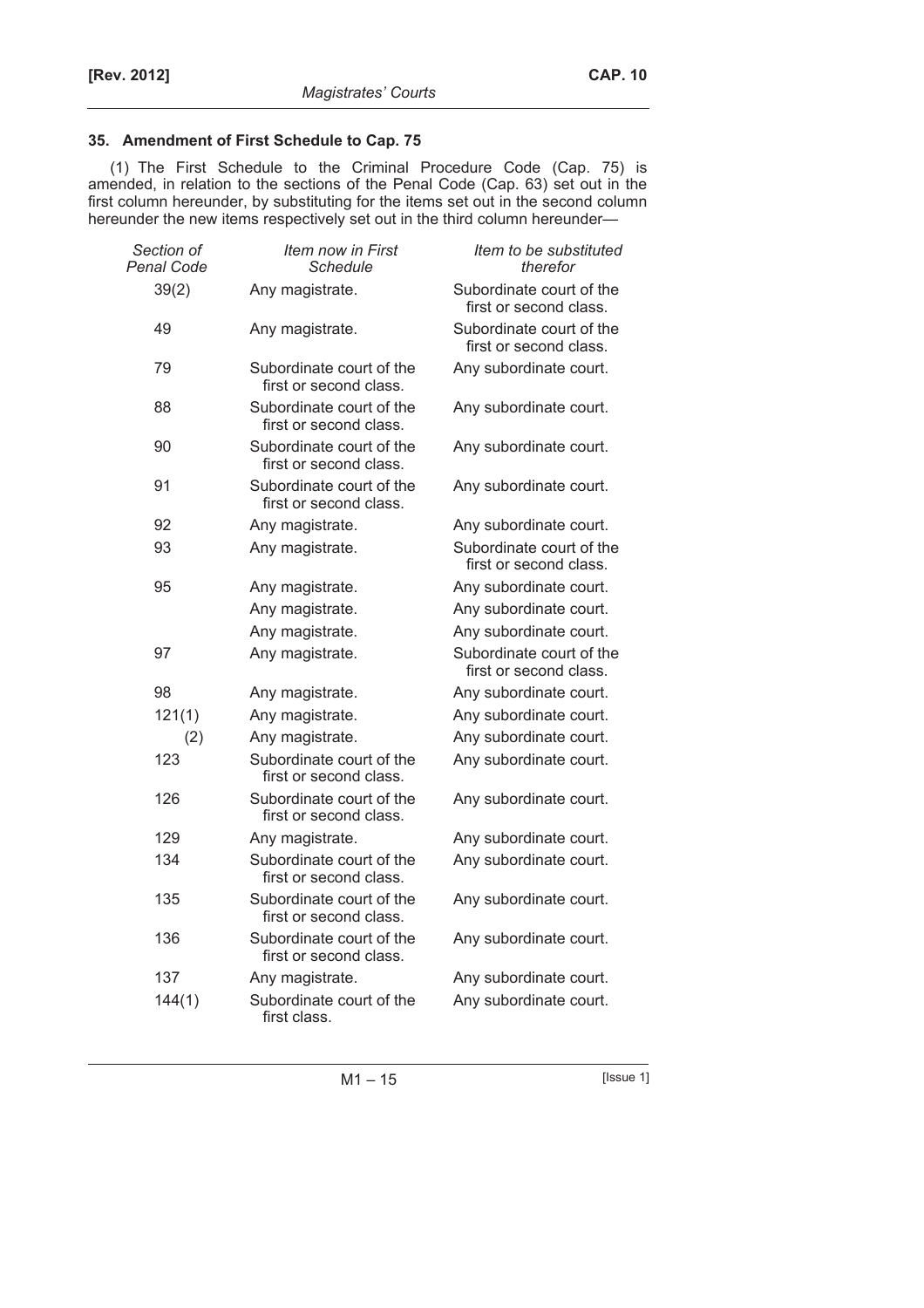### 35. Amendment of First Schedule to Cap. 75

(1) The First Schedule to the Criminal Procedure Code (Cap. 75) is amended, in relation to the sections of the Penal Code (Cap. 63) set out in the first column hereunder, by substituting for the items set out in the second column hereunder the new items respectively set out in the third column hereunder—

| *Section of Penal Code* | *Item now in First Schedule* | *Item to be substituted therefor* |
|---|---|---|
| 39(2) | Any magistrate. | Subordinate court of the first or second class. |
| 49 | Any magistrate. | Subordinate court of the first or second class. |
| 79 | Subordinate court of the first or second class. | Any subordinate court. |
| 88 | Subordinate court of the first or second class. | Any subordinate court. |
| 90 | Subordinate court of the first or second class. | Any subordinate court. |
| 91 | Subordinate court of the first or second class. | Any subordinate court. |
| 92 | Any magistrate. | Any subordinate court. |
| 93 | Any magistrate. | Subordinate court of the first or second class. |
| 95 | Any magistrate. | Any subordinate court. |
| | Any magistrate. | Any subordinate court. |
| | Any magistrate. | Any subordinate court. |
| 97 | Any magistrate. | Subordinate court of the first or second class. |
| 98 | Any magistrate. | Any subordinate court. |
| 121(1) | Any magistrate. | Any subordinate court. |
| (2) | Any magistrate. | Any subordinate court. |
| 123 | Subordinate court of the first or second class. | Any subordinate court. |
| 126 | Subordinate court of the first or second class. | Any subordinate court. |
| 129 | Any magistrate. | Any subordinate court. |
| 134 | Subordinate court of the first or second class. | Any subordinate court. |
| 135 | Subordinate court of the first or second class. | Any subordinate court. |
| 136 | Subordinate court of the first or second class. | Any subordinate court. |
| 137 | Any magistrate. | Any subordinate court. |
| 144(1) | Subordinate court of the first class. | Any subordinate court. |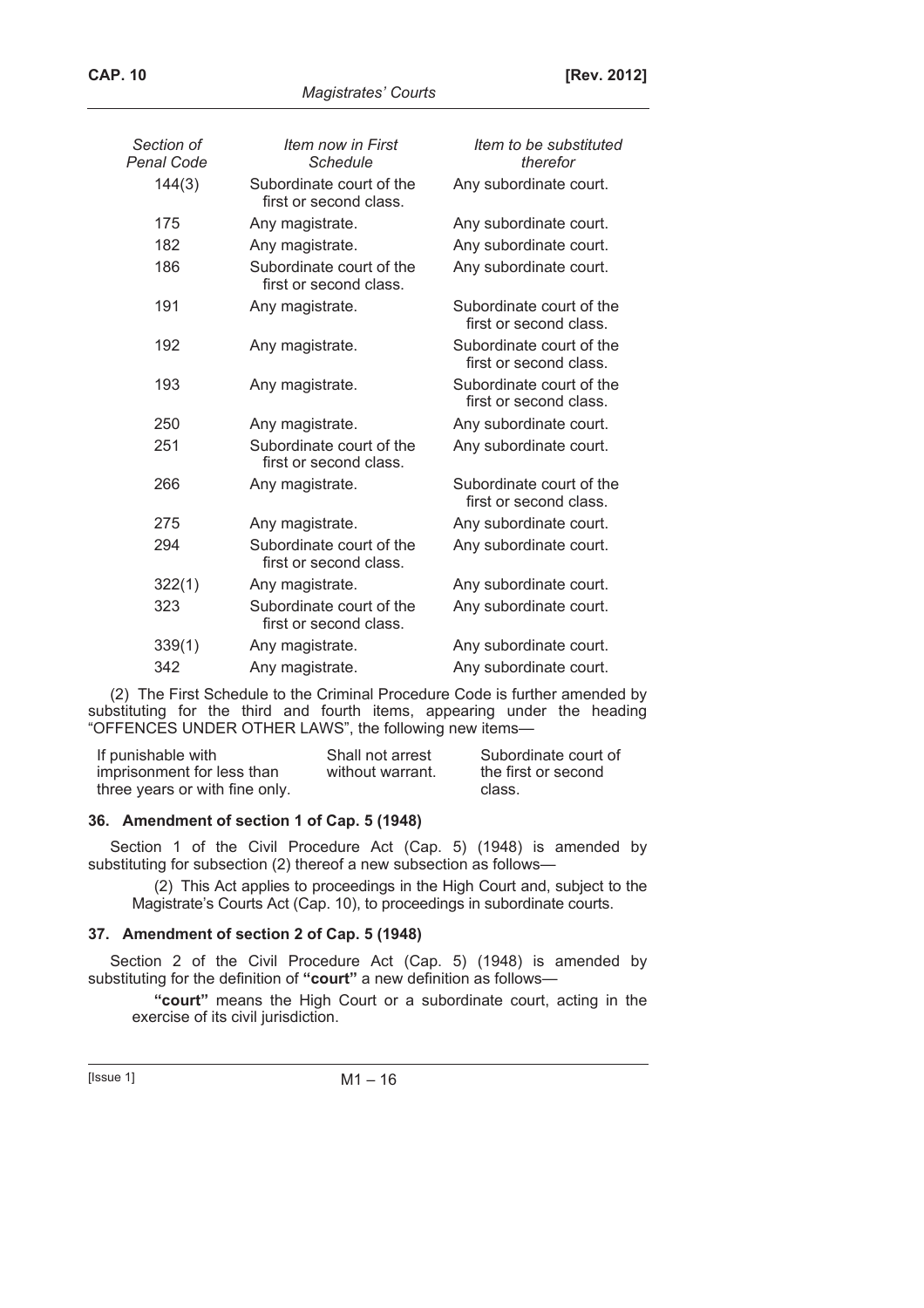| *Section of Penal Code* | *Item now in First Schedule* | *Item to be substituted therefor* |
|---|---|---|
| 144(3) | Subordinate court of the first or second class. | Any subordinate court. |
| 175 | Any magistrate. | Any subordinate court. |
| 182 | Any magistrate. | Any subordinate court. |
| 186 | Subordinate court of the first or second class. | Any subordinate court. |
| 191 | Any magistrate. | Subordinate court of the first or second class. |
| 192 | Any magistrate. | Subordinate court of the first or second class. |
| 193 | Any magistrate. | Subordinate court of the first or second class. |
| 250 | Any magistrate. | Any subordinate court. |
| 251 | Subordinate court of the first or second class. | Any subordinate court. |
| 266 | Any magistrate. | Subordinate court of the first or second class. |
| 275 | Any magistrate. | Any subordinate court. |
| 294 | Subordinate court of the first or second class. | Any subordinate court. |
| 322(1) | Any magistrate. | Any subordinate court. |
| 323 | Subordinate court of the first or second class. | Any subordinate court. |
| 339(1) | Any magistrate. | Any subordinate court. |
| 342 | Any magistrate. | Any subordinate court. |

(2) The First Schedule to the Criminal Procedure Code is further amended by substituting for the third and fourth items, appearing under the heading "OFFENCES UNDER OTHER LAWS", the following new items—

| | | |
|---|---|---|
| If punishable with imprisonment for less than three years or with fine only. | Shall not arrest without warrant. | Subordinate court of the first or second class. |

### 36. Amendment of section 1 of Cap. 5 (1948)

Section 1 of the Civil Procedure Act (Cap. 5) (1948) is amended by substituting for subsection (2) thereof a new subsection as follows—

(2) This Act applies to proceedings in the High Court and, subject to the Magistrate's Courts Act (Cap. 10), to proceedings in subordinate courts.

### 37. Amendment of section 2 of Cap. 5 (1948)

Section 2 of the Civil Procedure Act (Cap. 5) (1948) is amended by substituting for the definition of **"court"** a new definition as follows—

**"court"** means the High Court or a subordinate court, acting in the exercise of its civil jurisdiction.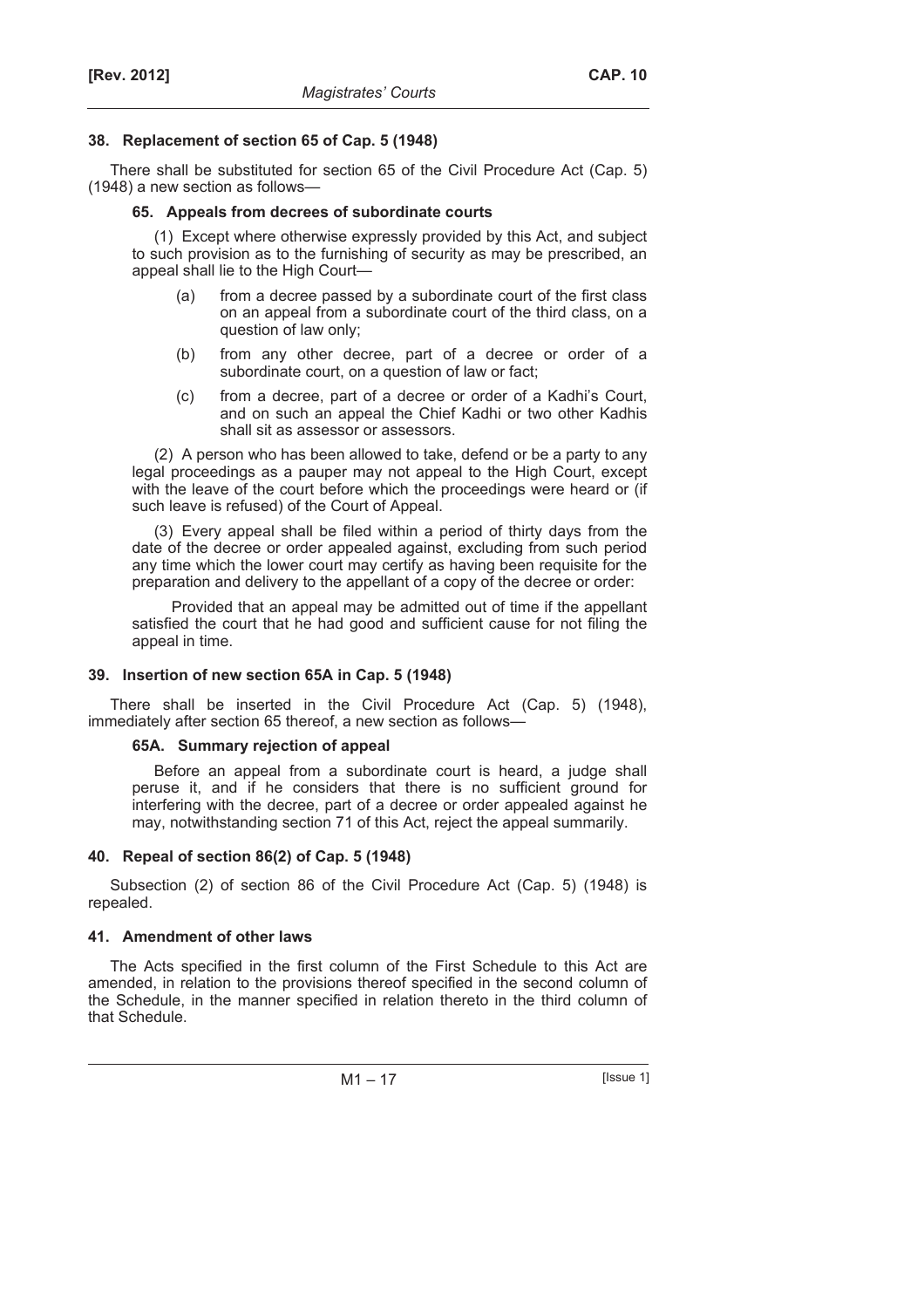### 38. Replacement of section 65 of Cap. 5 (1948)

There shall be substituted for section 65 of the Civil Procedure Act (Cap. 5) (1948) a new section as follows—

#### 65. Appeals from decrees of subordinate courts

(1) Except where otherwise expressly provided by this Act, and subject to such provision as to the furnishing of security as may be prescribed, an appeal shall lie to the High Court—

- (a) from a decree passed by a subordinate court of the first class on an appeal from a subordinate court of the third class, on a question of law only;
- (b) from any other decree, part of a decree or order of a subordinate court, on a question of law or fact;
- (c) from a decree, part of a decree or order of a Kadhi's Court, and on such an appeal the Chief Kadhi or two other Kadhis shall sit as assessor or assessors.

(2) A person who has been allowed to take, defend or be a party to any legal proceedings as a pauper may not appeal to the High Court, except with the leave of the court before which the proceedings were heard or (if such leave is refused) of the Court of Appeal.

(3) Every appeal shall be filed within a period of thirty days from the date of the decree or order appealed against, excluding from such period any time which the lower court may certify as having been requisite for the preparation and delivery to the appellant of a copy of the decree or order:

Provided that an appeal may be admitted out of time if the appellant satisfied the court that he had good and sufficient cause for not filing the appeal in time.

### 39. Insertion of new section 65A in Cap. 5 (1948)

There shall be inserted in the Civil Procedure Act (Cap. 5) (1948), immediately after section 65 thereof, a new section as follows—

#### 65A. Summary rejection of appeal

Before an appeal from a subordinate court is heard, a judge shall peruse it, and if he considers that there is no sufficient ground for interfering with the decree, part of a decree or order appealed against he may, notwithstanding section 71 of this Act, reject the appeal summarily.

### 40. Repeal of section 86(2) of Cap. 5 (1948)

Subsection (2) of section 86 of the Civil Procedure Act (Cap. 5) (1948) is repealed.

### 41. Amendment of other laws

The Acts specified in the first column of the First Schedule to this Act are amended, in relation to the provisions thereof specified in the second column of the Schedule, in the manner specified in relation thereto in the third column of that Schedule.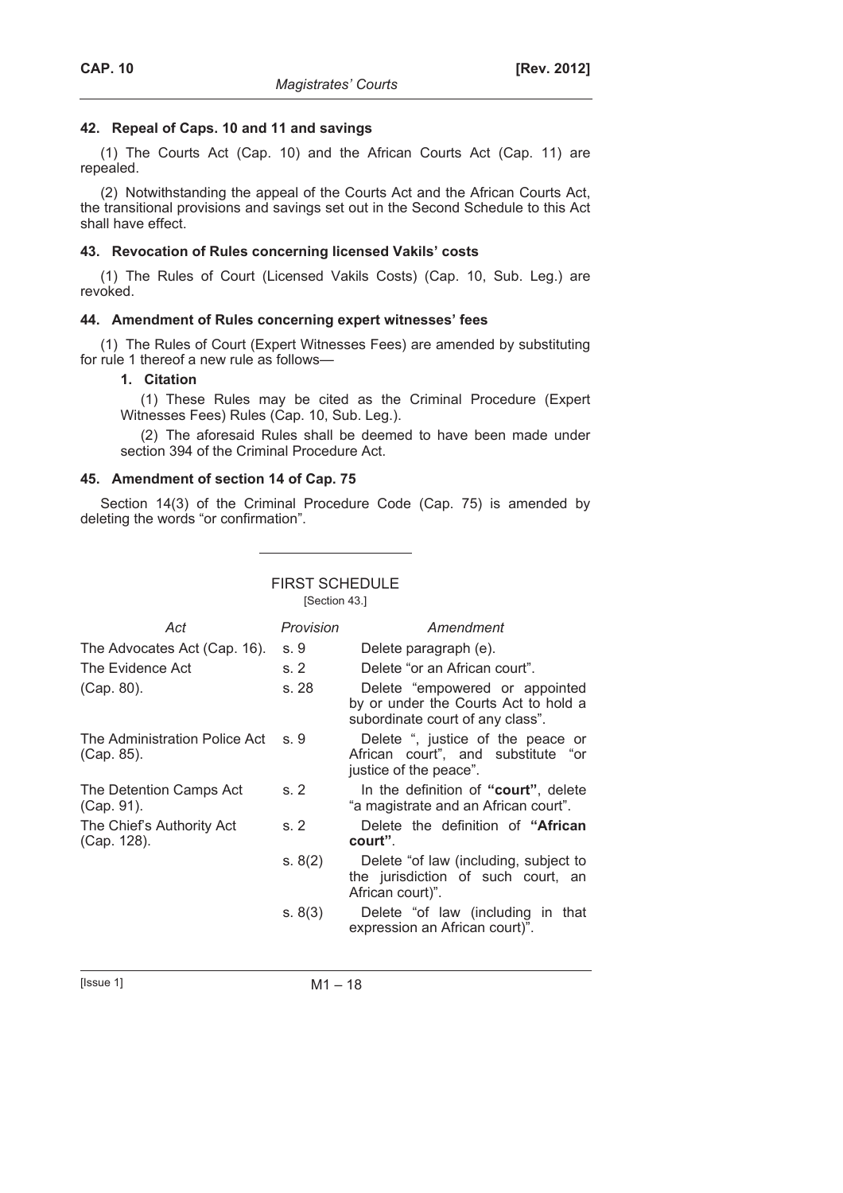### 42. Repeal of Caps. 10 and 11 and savings

(1) The Courts Act (Cap. 10) and the African Courts Act (Cap. 11) are repealed.

(2) Notwithstanding the appeal of the Courts Act and the African Courts Act, the transitional provisions and savings set out in the Second Schedule to this Act shall have effect.

### 43. Revocation of Rules concerning licensed Vakils' costs

(1) The Rules of Court (Licensed Vakils Costs) (Cap. 10, Sub. Leg.) are revoked.

### 44. Amendment of Rules concerning expert witnesses' fees

(1) The Rules of Court (Expert Witnesses Fees) are amended by substituting for rule 1 thereof a new rule as follows—

**1. Citation**

(1) These Rules may be cited as the Criminal Procedure (Expert Witnesses Fees) Rules (Cap. 10, Sub. Leg.).

(2) The aforesaid Rules shall be deemed to have been made under section 394 of the Criminal Procedure Act.

### 45. Amendment of section 14 of Cap. 75

Section 14(3) of the Criminal Procedure Code (Cap. 75) is amended by deleting the words "or confirmation".

## FIRST SCHEDULE

[Section 43.]

| *Act* | *Provision* | *Amendment* |
|---|---|---|
| The Advocates Act (Cap. 16). | s. 9 | Delete paragraph (e). |
| The Evidence Act (Cap. 80). | s. 2 | Delete "or an African court". |
| | s. 28 | Delete "empowered or appointed by or under the Courts Act to hold a subordinate court of any class". |
| The Administration Police Act (Cap. 85). | s. 9 | Delete ", justice of the peace or African court", and substitute "or justice of the peace". |
| The Detention Camps Act (Cap. 91). | s. 2 | In the definition of **"court"**, delete "a magistrate and an African court". |
| The Chief's Authority Act (Cap. 128). | s. 2 | Delete the definition of **"African court"**. |
| | s. 8(2) | Delete "of law (including, subject to the jurisdiction of such court, an African court)". |
| | s. 8(3) | Delete "of law (including in that expression an African court)". |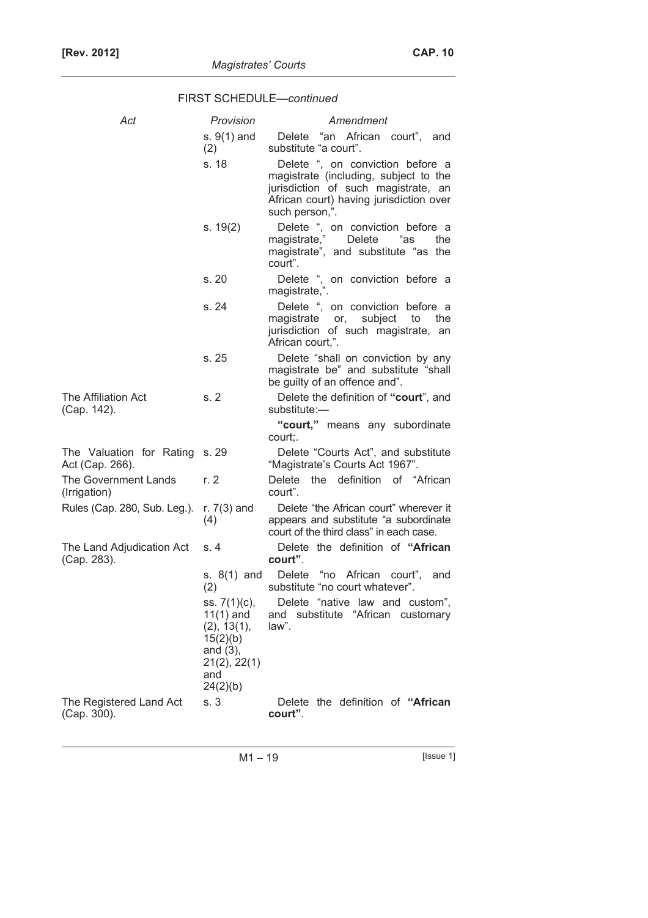FIRST SCHEDULE—*continued*

| *Act* | *Provision* | *Amendment* |
|---|---|---|
| | s. 9(1) and (2) | Delete "an African court", and substitute "a court". |
| | s. 18 | Delete ", on conviction before a magistrate (including, subject to the jurisdiction of such magistrate, an African court) having jurisdiction over such person,". |
| | s. 19(2) | Delete ", on conviction before a magistrate," Delete "as the magistrate", and substitute "as the court". |
| | s. 20 | Delete ", on conviction before a magistrate,". |
| | s. 24 | Delete ", on conviction before a magistrate or, subject to the jurisdiction of such magistrate, an African court,". |
| | s. 25 | Delete "shall on conviction by any magistrate be" and substitute "shall be guilty of an offence and". |
| The Affiliation Act (Cap. 142). | s. 2 | Delete the definition of **"court**", and substitute:— **"court,"** means any subordinate court;. |
| The Valuation for Rating Act (Cap. 266). | s. 29 | Delete "Courts Act", and substitute "Magistrate's Courts Act 1967". |
| The Government Lands (Irrigation) Rules (Cap. 280, Sub. Leg.). | r. 2 | Delete the definition of "African court". |
| | r. 7(3) and (4) | Delete "the African court" wherever it appears and substitute "a subordinate court of the third class" in each case. |
| The Land Adjudication Act (Cap. 283). | s. 4 | Delete the definition of **"African court"**. |
| | s. 8(1) and (2) | Delete "no African court", and substitute "no court whatever". |
| | ss. 7(1)(c), 11(1) and (2), 13(1), 15(2)(b) and (3), 21(2), 22(1) and 24(2)(b) | Delete "native law and custom", and substitute "African customary law". |
| The Registered Land Act (Cap. 300). | s. 3 | Delete the definition of **"African court"**. |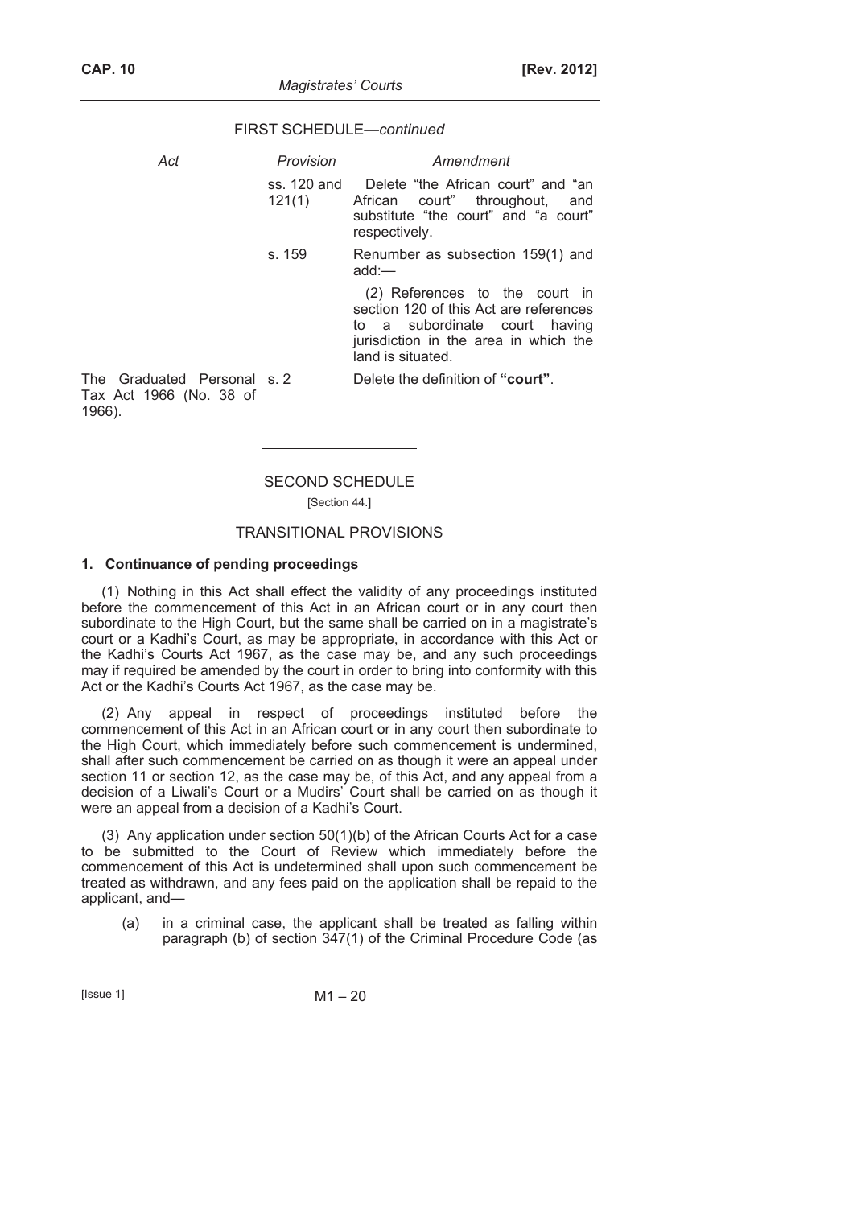FIRST SCHEDULE—*continued*

| *Act* | *Provision* | *Amendment* |
| --- | --- | --- |
| | ss. 120 and 121(1) | Delete "the African court" and "an African court" throughout, and substitute "the court" and "a court" respectively. |
| | s. 159 | Renumber as subsection 159(1) and add:— (2) References to the court in section 120 of this Act are references to a subordinate court having jurisdiction in the area in which the land is situated. |
| The Graduated Personal Tax Act 1966 (No. 38 of 1966). | s. 2 | Delete the definition of **"court"**. |

SECOND SCHEDULE

[Section 44.]

TRANSITIONAL PROVISIONS

**1. Continuance of pending proceedings**

(1) Nothing in this Act shall effect the validity of any proceedings instituted before the commencement of this Act in an African court or in any court then subordinate to the High Court, but the same shall be carried on in a magistrate's court or a Kadhi's Court, as may be appropriate, in accordance with this Act or the Kadhi's Courts Act 1967, as the case may be, and any such proceedings may if required be amended by the court in order to bring into conformity with this Act or the Kadhi's Courts Act 1967, as the case may be.

(2) Any appeal in respect of proceedings instituted before the commencement of this Act in an African court or in any court then subordinate to the High Court, which immediately before such commencement is undermined, shall after such commencement be carried on as though it were an appeal under section 11 or section 12, as the case may be, of this Act, and any appeal from a decision of a Liwali's Court or a Mudirs' Court shall be carried on as though it were an appeal from a decision of a Kadhi's Court.

(3) Any application under section 50(1)(b) of the African Courts Act for a case to be submitted to the Court of Review which immediately before the commencement of this Act is undetermined shall upon such commencement be treated as withdrawn, and any fees paid on the application shall be repaid to the applicant, and—

(a) in a criminal case, the applicant shall be treated as falling within paragraph (b) of section 347(1) of the Criminal Procedure Code (as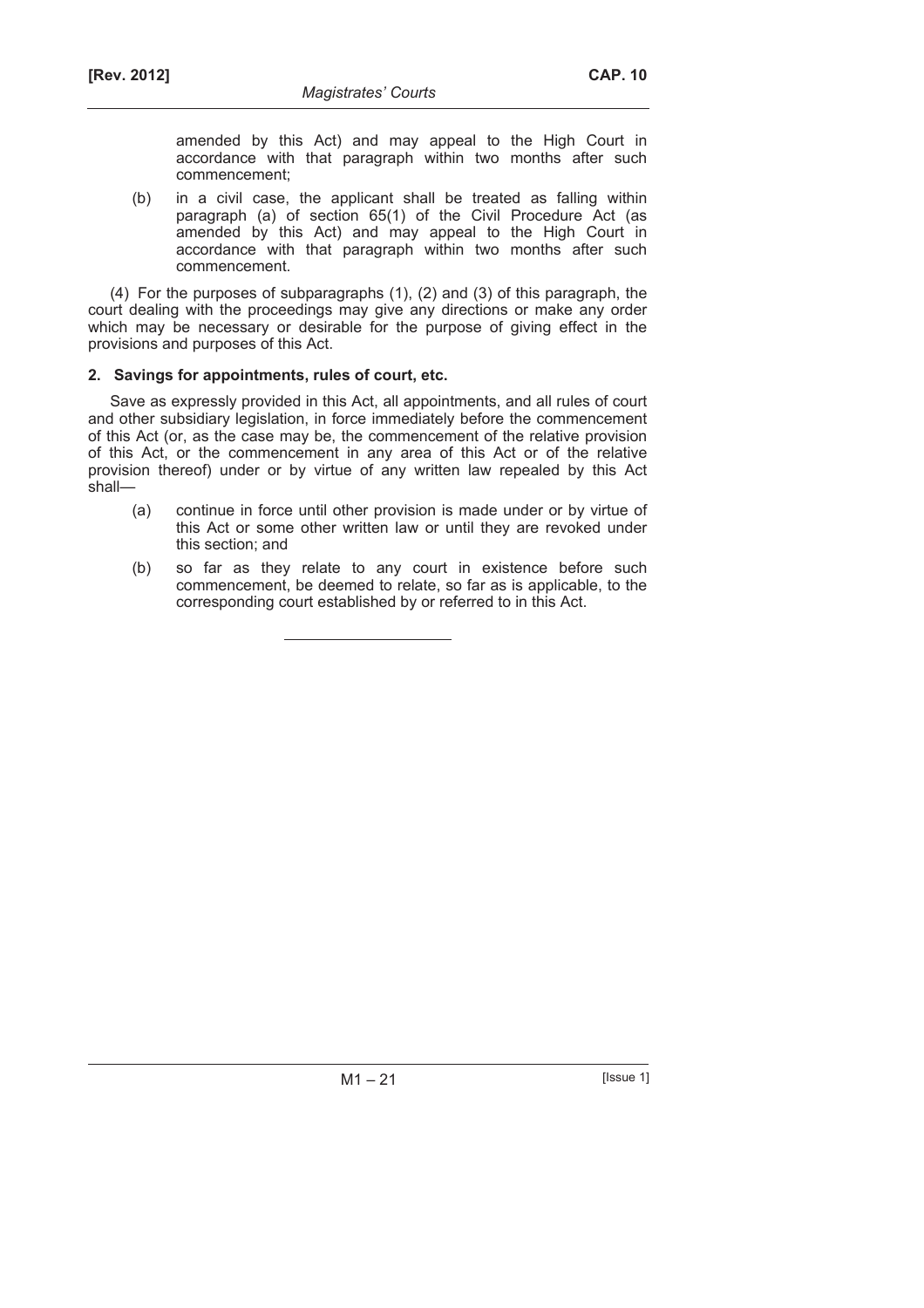amended by this Act) and may appeal to the High Court in accordance with that paragraph within two months after such commencement;

(b) in a civil case, the applicant shall be treated as falling within paragraph (a) of section 65(1) of the Civil Procedure Act (as amended by this Act) and may appeal to the High Court in accordance with that paragraph within two months after such commencement.

(4) For the purposes of subparagraphs (1), (2) and (3) of this paragraph, the court dealing with the proceedings may give any directions or make any order which may be necessary or desirable for the purpose of giving effect in the provisions and purposes of this Act.

**2. Savings for appointments, rules of court, etc.**

Save as expressly provided in this Act, all appointments, and all rules of court and other subsidiary legislation, in force immediately before the commencement of this Act (or, as the case may be, the commencement of the relative provision of this Act, or the commencement in any area of this Act or of the relative provision thereof) under or by virtue of any written law repealed by this Act shall—

(a) continue in force until other provision is made under or by virtue of this Act or some other written law or until they are revoked under this section; and

(b) so far as they relate to any court in existence before such commencement, be deemed to relate, so far as is applicable, to the corresponding court established by or referred to in this Act.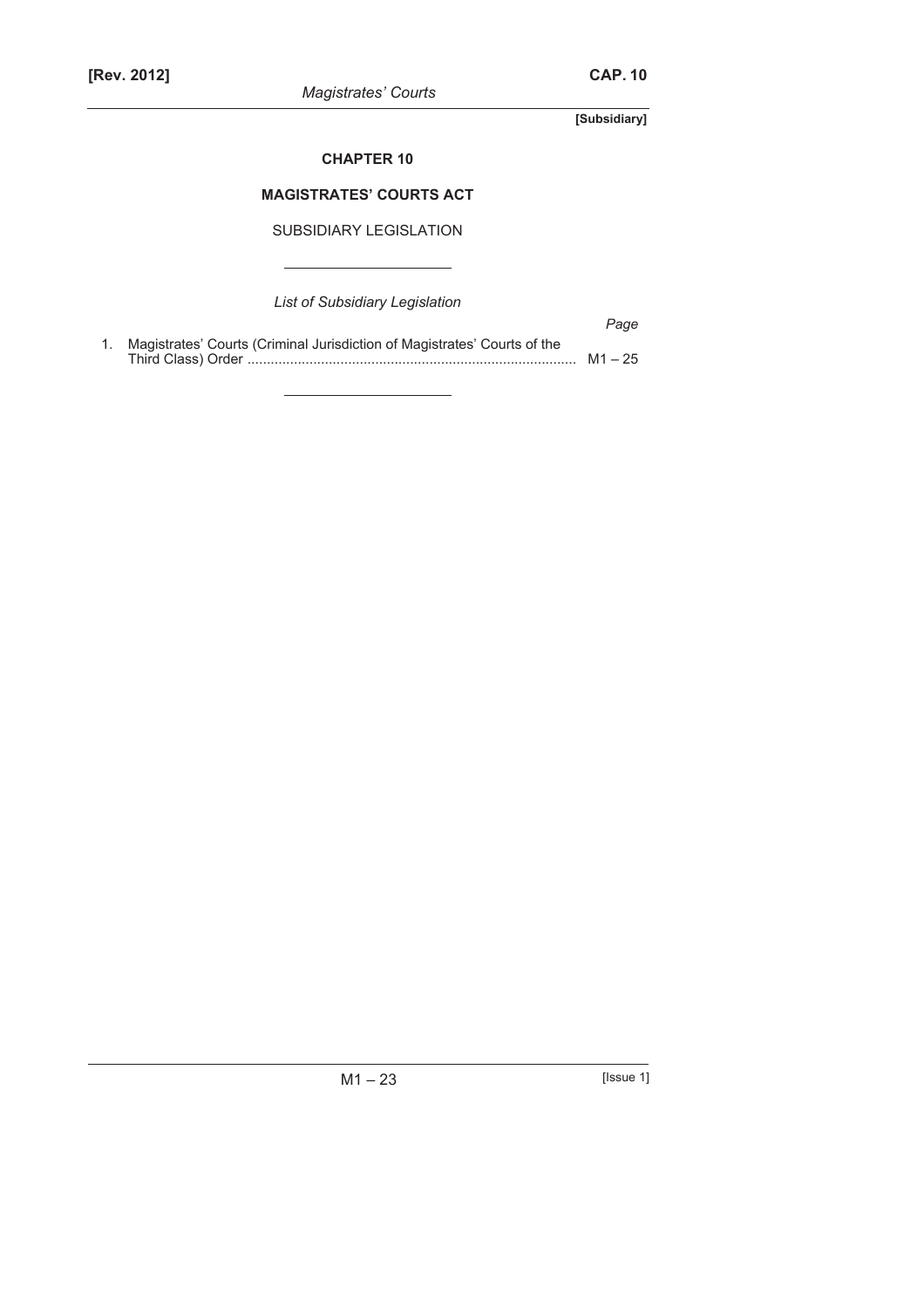**[Subsidiary]**

# CHAPTER 10

## MAGISTRATES' COURTS ACT

SUBSIDIARY LEGISLATION

*List of Subsidiary Legislation*

| | | *Page* |
|---|---|---|
| 1. | Magistrates' Courts (Criminal Jurisdiction of Magistrates' Courts of the Third Class) Order | M1 – 25 |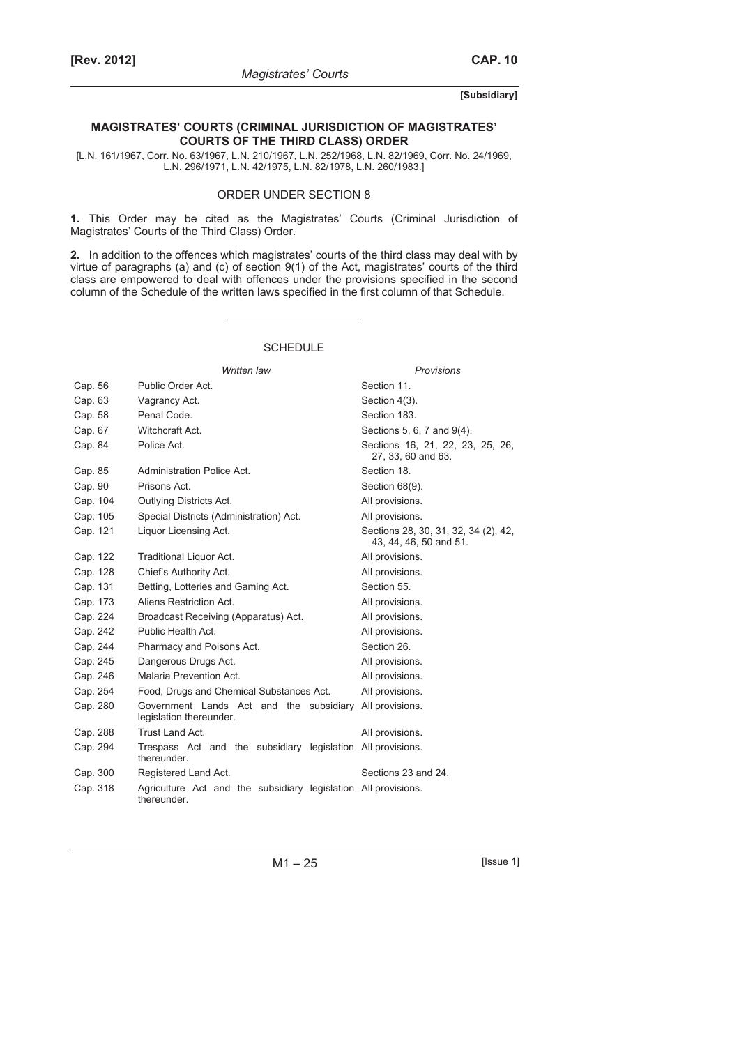**[Subsidiary]**

## MAGISTRATES' COURTS (CRIMINAL JURISDICTION OF MAGISTRATES' COURTS OF THE THIRD CLASS) ORDER

[L.N. 161/1967, Corr. No. 63/1967, L.N. 210/1967, L.N. 252/1968, L.N. 82/1969, Corr. No. 24/1969, L.N. 296/1971, L.N. 42/1975, L.N. 82/1978, L.N. 260/1983.]

### ORDER UNDER SECTION 8

**1.** This Order may be cited as the Magistrates' Courts (Criminal Jurisdiction of Magistrates' Courts of the Third Class) Order.

**2.** In addition to the offences which magistrates' courts of the third class may deal with by virtue of paragraphs (a) and (c) of section 9(1) of the Act, magistrates' courts of the third class are empowered to deal with offences under the provisions specified in the second column of the Schedule of the written laws specified in the first column of that Schedule.

### SCHEDULE

| | *Written law* | *Provisions* |
|---|---|---|
| Cap. 56 | Public Order Act. | Section 11. |
| Cap. 63 | Vagrancy Act. | Section 4(3). |
| Cap. 58 | Penal Code. | Section 183. |
| Cap. 67 | Witchcraft Act. | Sections 5, 6, 7 and 9(4). |
| Cap. 84 | Police Act. | Sections 16, 21, 22, 23, 25, 26, 27, 33, 60 and 63. |
| Cap. 85 | Administration Police Act. | Section 18. |
| Cap. 90 | Prisons Act. | Section 68(9). |
| Cap. 104 | Outlying Districts Act. | All provisions. |
| Cap. 105 | Special Districts (Administration) Act. | All provisions. |
| Cap. 121 | Liquor Licensing Act. | Sections 28, 30, 31, 32, 34 (2), 42, 43, 44, 46, 50 and 51. |
| Cap. 122 | Traditional Liquor Act. | All provisions. |
| Cap. 128 | Chief's Authority Act. | All provisions. |
| Cap. 131 | Betting, Lotteries and Gaming Act. | Section 55. |
| Cap. 173 | Aliens Restriction Act. | All provisions. |
| Cap. 224 | Broadcast Receiving (Apparatus) Act. | All provisions. |
| Cap. 242 | Public Health Act. | All provisions. |
| Cap. 244 | Pharmacy and Poisons Act. | Section 26. |
| Cap. 245 | Dangerous Drugs Act. | All provisions. |
| Cap. 246 | Malaria Prevention Act. | All provisions. |
| Cap. 254 | Food, Drugs and Chemical Substances Act. | All provisions. |
| Cap. 280 | Government Lands Act and the subsidiary legislation thereunder. | All provisions. |
| Cap. 288 | Trust Land Act. | All provisions. |
| Cap. 294 | Trespass Act and the subsidiary legislation thereunder. | All provisions. |
| Cap. 300 | Registered Land Act. | Sections 23 and 24. |
| Cap. 318 | Agriculture Act and the subsidiary legislation thereunder. | All provisions. |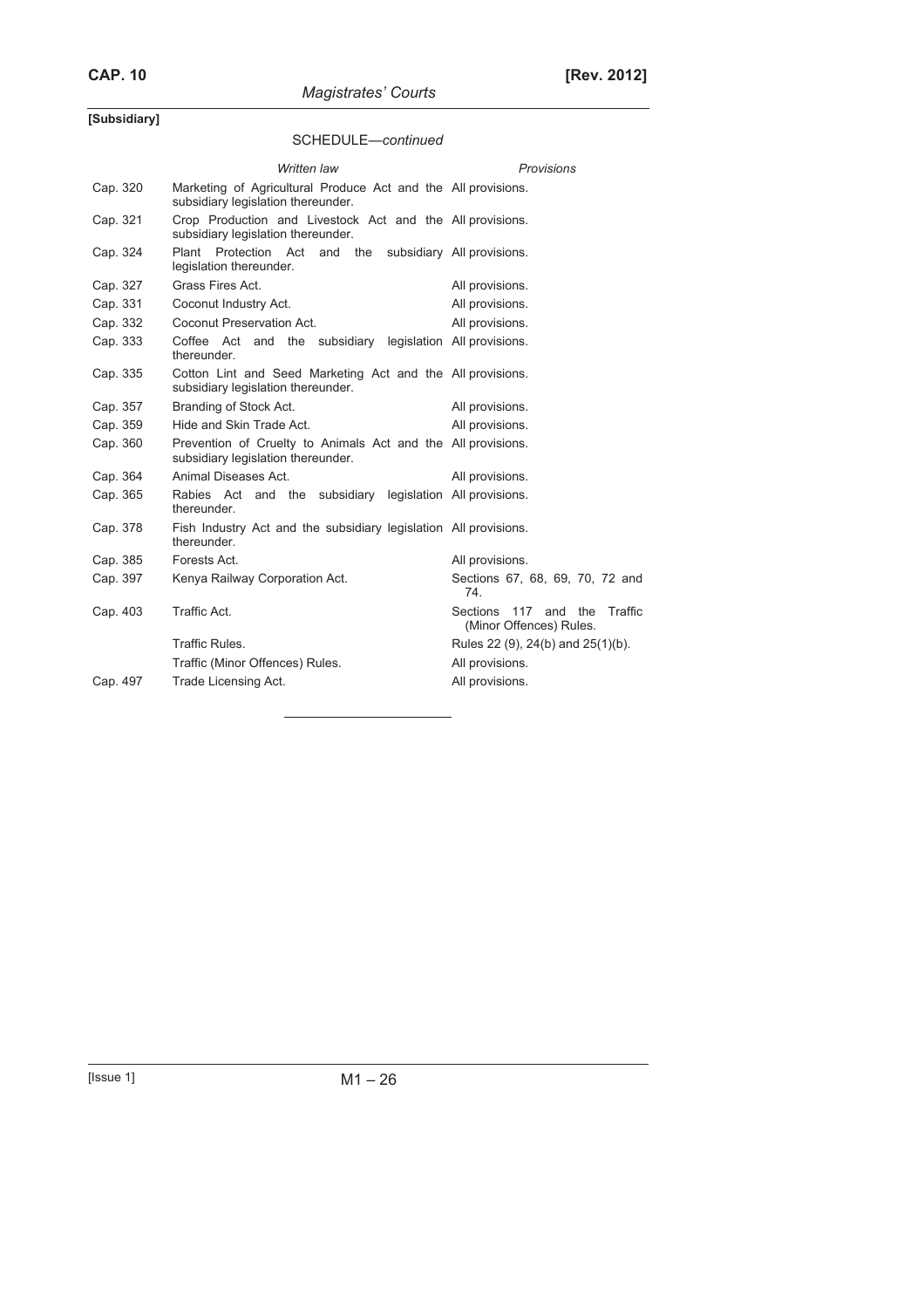**[Subsidiary]**

SCHEDULE—*continued*

| | *Written law* | *Provisions* |
|---|---|---|
| Cap. 320 | Marketing of Agricultural Produce Act and the subsidiary legislation thereunder. | All provisions. |
| Cap. 321 | Crop Production and Livestock Act and the subsidiary legislation thereunder. | All provisions. |
| Cap. 324 | Plant Protection Act and the subsidiary legislation thereunder. | All provisions. |
| Cap. 327 | Grass Fires Act. | All provisions. |
| Cap. 331 | Coconut Industry Act. | All provisions. |
| Cap. 332 | Coconut Preservation Act. | All provisions. |
| Cap. 333 | Coffee Act and the subsidiary legislation thereunder. | All provisions. |
| Cap. 335 | Cotton Lint and Seed Marketing Act and the subsidiary legislation thereunder. | All provisions. |
| Cap. 357 | Branding of Stock Act. | All provisions. |
| Cap. 359 | Hide and Skin Trade Act. | All provisions. |
| Cap. 360 | Prevention of Cruelty to Animals Act and the subsidiary legislation thereunder. | All provisions. |
| Cap. 364 | Animal Diseases Act. | All provisions. |
| Cap. 365 | Rabies Act and the subsidiary legislation thereunder. | All provisions. |
| Cap. 378 | Fish Industry Act and the subsidiary legislation thereunder. | All provisions. |
| Cap. 385 | Forests Act. | All provisions. |
| Cap. 397 | Kenya Railway Corporation Act. | Sections 67, 68, 69, 70, 72 and 74. |
| Cap. 403 | Traffic Act. | Sections 117 and the Traffic (Minor Offences) Rules. |
| | Traffic Rules. | Rules 22 (9), 24(b) and 25(1)(b). |
| | Traffic (Minor Offences) Rules. | All provisions. |
| Cap. 497 | Trade Licensing Act. | All provisions. |